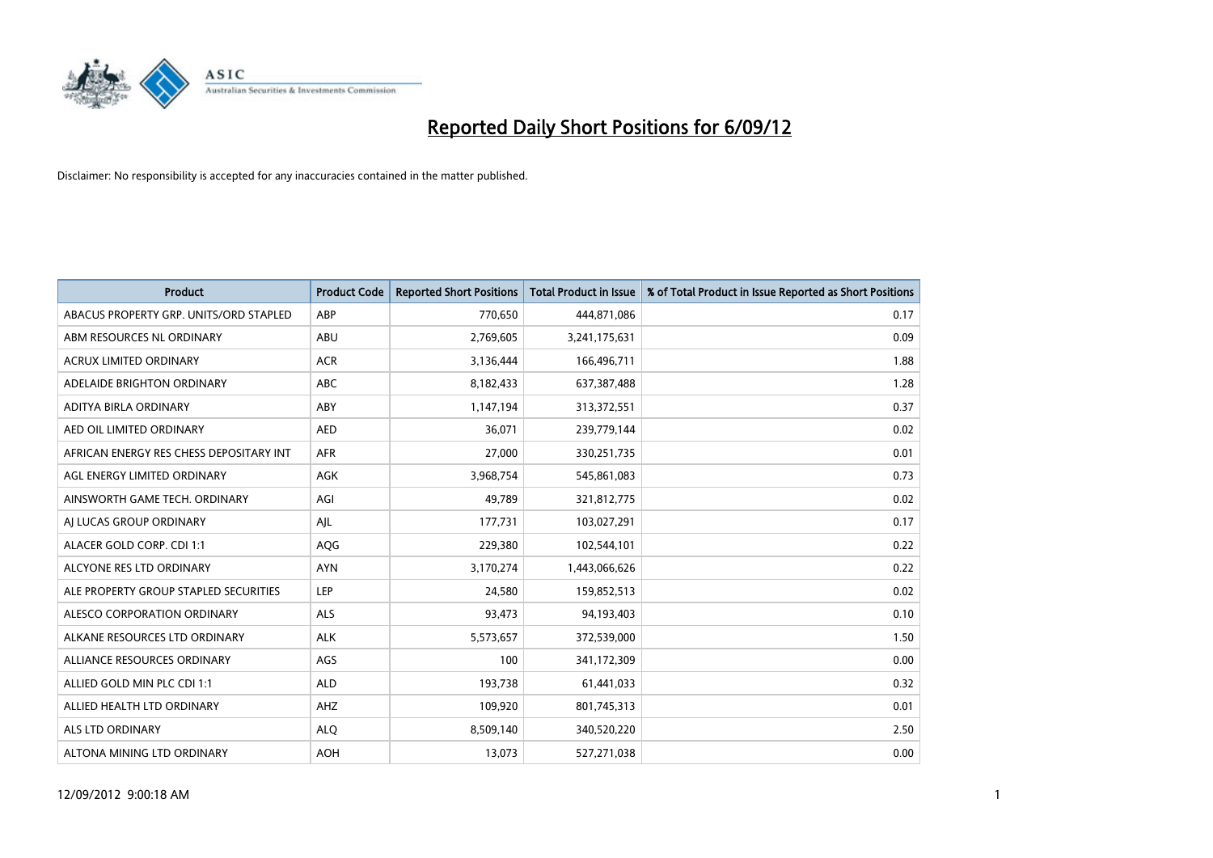# Reported Daily Short Positions for 6/09/12

Disclaimer: No responsibility is accepted for any inaccuracies contained in the matter published.

| Product | Product Code | Reported Short Positions | Total Product in Issue | % of Total Product in Issue Reported as Short Positions |
|---|---|---|---|---|
| ABACUS PROPERTY GRP. UNITS/ORD STAPLED | ABP | 770,650 | 444,871,086 | 0.17 |
| ABM RESOURCES NL ORDINARY | ABU | 2,769,605 | 3,241,175,631 | 0.09 |
| ACRUX LIMITED ORDINARY | ACR | 3,136,444 | 166,496,711 | 1.88 |
| ADELAIDE BRIGHTON ORDINARY | ABC | 8,182,433 | 637,387,488 | 1.28 |
| ADITYA BIRLA ORDINARY | ABY | 1,147,194 | 313,372,551 | 0.37 |
| AED OIL LIMITED ORDINARY | AED | 36,071 | 239,779,144 | 0.02 |
| AFRICAN ENERGY RES CHESS DEPOSITARY INT | AFR | 27,000 | 330,251,735 | 0.01 |
| AGL ENERGY LIMITED ORDINARY | AGK | 3,968,754 | 545,861,083 | 0.73 |
| AINSWORTH GAME TECH. ORDINARY | AGI | 49,789 | 321,812,775 | 0.02 |
| AJ LUCAS GROUP ORDINARY | AJL | 177,731 | 103,027,291 | 0.17 |
| ALACER GOLD CORP. CDI 1:1 | AQG | 229,380 | 102,544,101 | 0.22 |
| ALCYONE RES LTD ORDINARY | AYN | 3,170,274 | 1,443,066,626 | 0.22 |
| ALE PROPERTY GROUP STAPLED SECURITIES | LEP | 24,580 | 159,852,513 | 0.02 |
| ALESCO CORPORATION ORDINARY | ALS | 93,473 | 94,193,403 | 0.10 |
| ALKANE RESOURCES LTD ORDINARY | ALK | 5,573,657 | 372,539,000 | 1.50 |
| ALLIANCE RESOURCES ORDINARY | AGS | 100 | 341,172,309 | 0.00 |
| ALLIED GOLD MIN PLC CDI 1:1 | ALD | 193,738 | 61,441,033 | 0.32 |
| ALLIED HEALTH LTD ORDINARY | AHZ | 109,920 | 801,745,313 | 0.01 |
| ALS LTD ORDINARY | ALQ | 8,509,140 | 340,520,220 | 2.50 |
| ALTONA MINING LTD ORDINARY | AOH | 13,073 | 527,271,038 | 0.00 |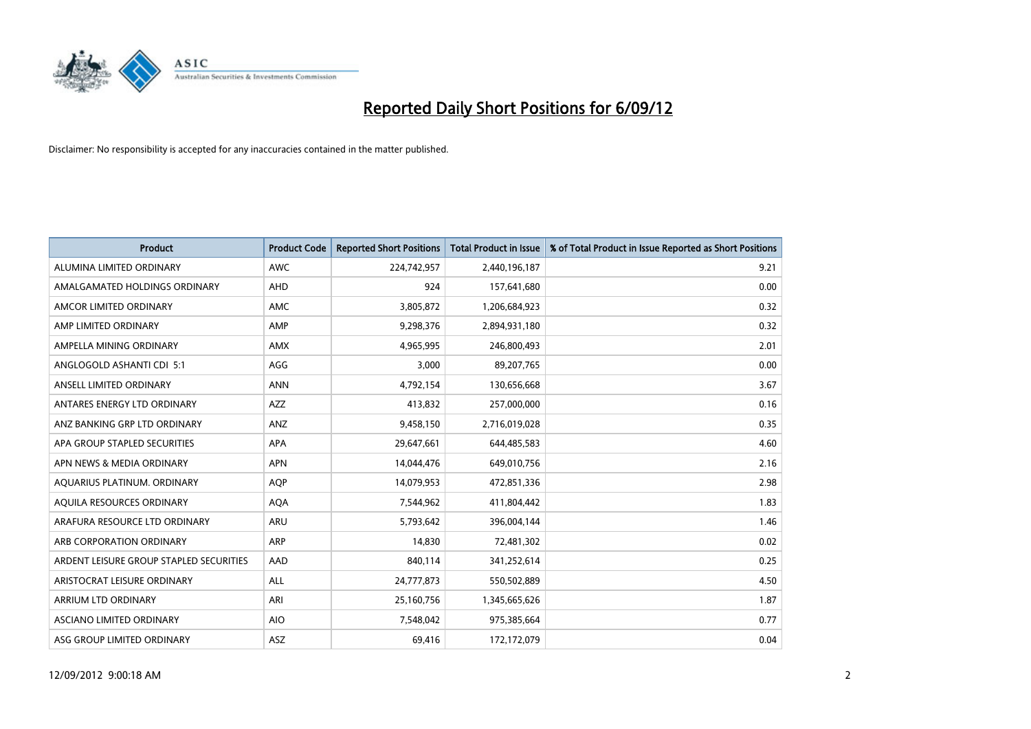# Reported Daily Short Positions for 6/09/12

Disclaimer: No responsibility is accepted for any inaccuracies contained in the matter published.

| Product | Product Code | Reported Short Positions | Total Product in Issue | % of Total Product in Issue Reported as Short Positions |
|---|---|---|---|---|
| ALUMINA LIMITED ORDINARY | AWC | 224,742,957 | 2,440,196,187 | 9.21 |
| AMALGAMATED HOLDINGS ORDINARY | AHD | 924 | 157,641,680 | 0.00 |
| AMCOR LIMITED ORDINARY | AMC | 3,805,872 | 1,206,684,923 | 0.32 |
| AMP LIMITED ORDINARY | AMP | 9,298,376 | 2,894,931,180 | 0.32 |
| AMPELLA MINING ORDINARY | AMX | 4,965,995 | 246,800,493 | 2.01 |
| ANGLOGOLD ASHANTI CDI 5:1 | AGG | 3,000 | 89,207,765 | 0.00 |
| ANSELL LIMITED ORDINARY | ANN | 4,792,154 | 130,656,668 | 3.67 |
| ANTARES ENERGY LTD ORDINARY | AZZ | 413,832 | 257,000,000 | 0.16 |
| ANZ BANKING GRP LTD ORDINARY | ANZ | 9,458,150 | 2,716,019,028 | 0.35 |
| APA GROUP STAPLED SECURITIES | APA | 29,647,661 | 644,485,583 | 4.60 |
| APN NEWS & MEDIA ORDINARY | APN | 14,044,476 | 649,010,756 | 2.16 |
| AQUARIUS PLATINUM. ORDINARY | AQP | 14,079,953 | 472,851,336 | 2.98 |
| AQUILA RESOURCES ORDINARY | AQA | 7,544,962 | 411,804,442 | 1.83 |
| ARAFURA RESOURCE LTD ORDINARY | ARU | 5,793,642 | 396,004,144 | 1.46 |
| ARB CORPORATION ORDINARY | ARP | 14,830 | 72,481,302 | 0.02 |
| ARDENT LEISURE GROUP STAPLED SECURITIES | AAD | 840,114 | 341,252,614 | 0.25 |
| ARISTOCRAT LEISURE ORDINARY | ALL | 24,777,873 | 550,502,889 | 4.50 |
| ARRIUM LTD ORDINARY | ARI | 25,160,756 | 1,345,665,626 | 1.87 |
| ASCIANO LIMITED ORDINARY | AIO | 7,548,042 | 975,385,664 | 0.77 |
| ASG GROUP LIMITED ORDINARY | ASZ | 69,416 | 172,172,079 | 0.04 |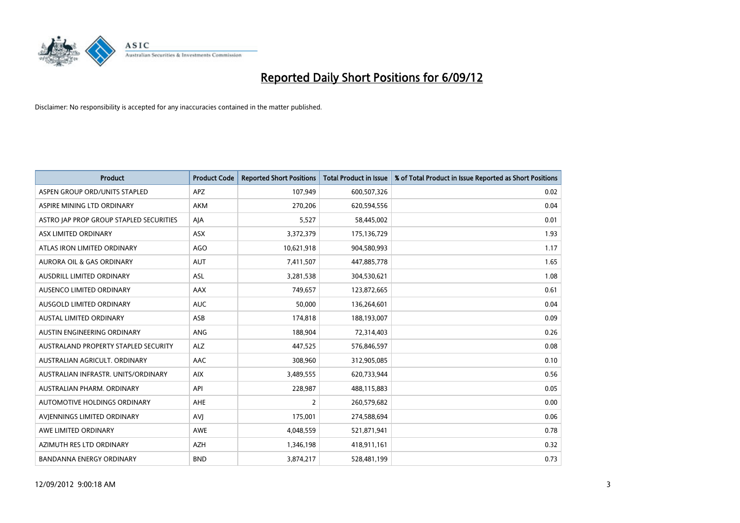# Reported Daily Short Positions for 6/09/12

Disclaimer: No responsibility is accepted for any inaccuracies contained in the matter published.

| Product | Product Code | Reported Short Positions | Total Product in Issue | % of Total Product in Issue Reported as Short Positions |
|---|---|---|---|---|
| ASPEN GROUP ORD/UNITS STAPLED | APZ | 107,949 | 600,507,326 | 0.02 |
| ASPIRE MINING LTD ORDINARY | AKM | 270,206 | 620,594,556 | 0.04 |
| ASTRO JAP PROP GROUP STAPLED SECURITIES | AJA | 5,527 | 58,445,002 | 0.01 |
| ASX LIMITED ORDINARY | ASX | 3,372,379 | 175,136,729 | 1.93 |
| ATLAS IRON LIMITED ORDINARY | AGO | 10,621,918 | 904,580,993 | 1.17 |
| AURORA OIL & GAS ORDINARY | AUT | 7,411,507 | 447,885,778 | 1.65 |
| AUSDRILL LIMITED ORDINARY | ASL | 3,281,538 | 304,530,621 | 1.08 |
| AUSENCO LIMITED ORDINARY | AAX | 749,657 | 123,872,665 | 0.61 |
| AUSGOLD LIMITED ORDINARY | AUC | 50,000 | 136,264,601 | 0.04 |
| AUSTAL LIMITED ORDINARY | ASB | 174,818 | 188,193,007 | 0.09 |
| AUSTIN ENGINEERING ORDINARY | ANG | 188,904 | 72,314,403 | 0.26 |
| AUSTRALAND PROPERTY STAPLED SECURITY | ALZ | 447,525 | 576,846,597 | 0.08 |
| AUSTRALIAN AGRICULT. ORDINARY | AAC | 308,960 | 312,905,085 | 0.10 |
| AUSTRALIAN INFRASTR. UNITS/ORDINARY | AIX | 3,489,555 | 620,733,944 | 0.56 |
| AUSTRALIAN PHARM. ORDINARY | API | 228,987 | 488,115,883 | 0.05 |
| AUTOMOTIVE HOLDINGS ORDINARY | AHE | 2 | 260,579,682 | 0.00 |
| AVJENNINGS LIMITED ORDINARY | AVJ | 175,001 | 274,588,694 | 0.06 |
| AWE LIMITED ORDINARY | AWE | 4,048,559 | 521,871,941 | 0.78 |
| AZIMUTH RES LTD ORDINARY | AZH | 1,346,198 | 418,911,161 | 0.32 |
| BANDANNA ENERGY ORDINARY | BND | 3,874,217 | 528,481,199 | 0.73 |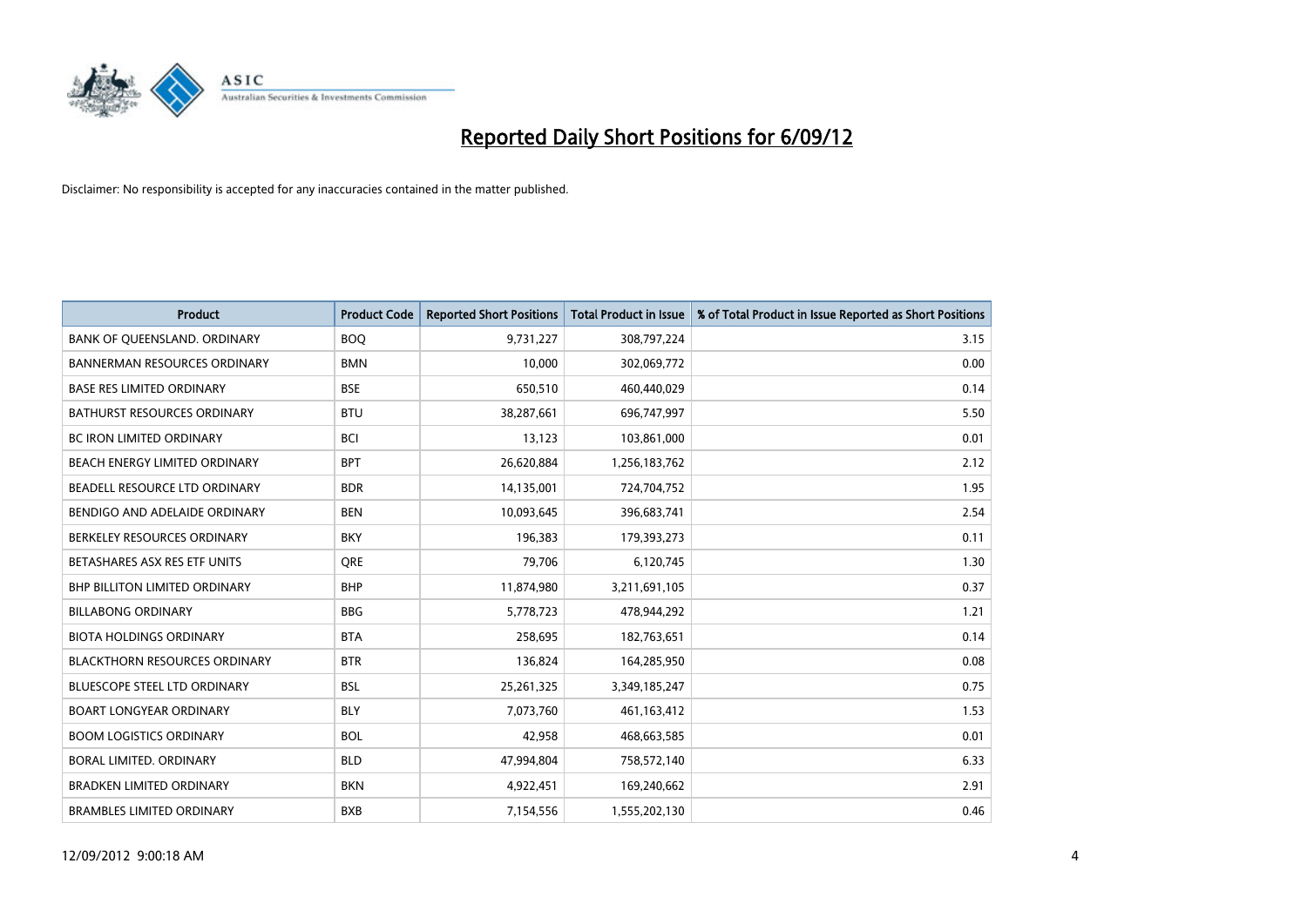# Reported Daily Short Positions for 6/09/12

Disclaimer: No responsibility is accepted for any inaccuracies contained in the matter published.

| Product | Product Code | Reported Short Positions | Total Product in Issue | % of Total Product in Issue Reported as Short Positions |
|---|---|---|---|---|
| BANK OF QUEENSLAND. ORDINARY | BOQ | 9,731,227 | 308,797,224 | 3.15 |
| BANNERMAN RESOURCES ORDINARY | BMN | 10,000 | 302,069,772 | 0.00 |
| BASE RES LIMITED ORDINARY | BSE | 650,510 | 460,440,029 | 0.14 |
| BATHURST RESOURCES ORDINARY | BTU | 38,287,661 | 696,747,997 | 5.50 |
| BC IRON LIMITED ORDINARY | BCI | 13,123 | 103,861,000 | 0.01 |
| BEACH ENERGY LIMITED ORDINARY | BPT | 26,620,884 | 1,256,183,762 | 2.12 |
| BEADELL RESOURCE LTD ORDINARY | BDR | 14,135,001 | 724,704,752 | 1.95 |
| BENDIGO AND ADELAIDE ORDINARY | BEN | 10,093,645 | 396,683,741 | 2.54 |
| BERKELEY RESOURCES ORDINARY | BKY | 196,383 | 179,393,273 | 0.11 |
| BETASHARES ASX RES ETF UNITS | QRE | 79,706 | 6,120,745 | 1.30 |
| BHP BILLITON LIMITED ORDINARY | BHP | 11,874,980 | 3,211,691,105 | 0.37 |
| BILLABONG ORDINARY | BBG | 5,778,723 | 478,944,292 | 1.21 |
| BIOTA HOLDINGS ORDINARY | BTA | 258,695 | 182,763,651 | 0.14 |
| BLACKTHORN RESOURCES ORDINARY | BTR | 136,824 | 164,285,950 | 0.08 |
| BLUESCOPE STEEL LTD ORDINARY | BSL | 25,261,325 | 3,349,185,247 | 0.75 |
| BOART LONGYEAR ORDINARY | BLY | 7,073,760 | 461,163,412 | 1.53 |
| BOOM LOGISTICS ORDINARY | BOL | 42,958 | 468,663,585 | 0.01 |
| BORAL LIMITED. ORDINARY | BLD | 47,994,804 | 758,572,140 | 6.33 |
| BRADKEN LIMITED ORDINARY | BKN | 4,922,451 | 169,240,662 | 2.91 |
| BRAMBLES LIMITED ORDINARY | BXB | 7,154,556 | 1,555,202,130 | 0.46 |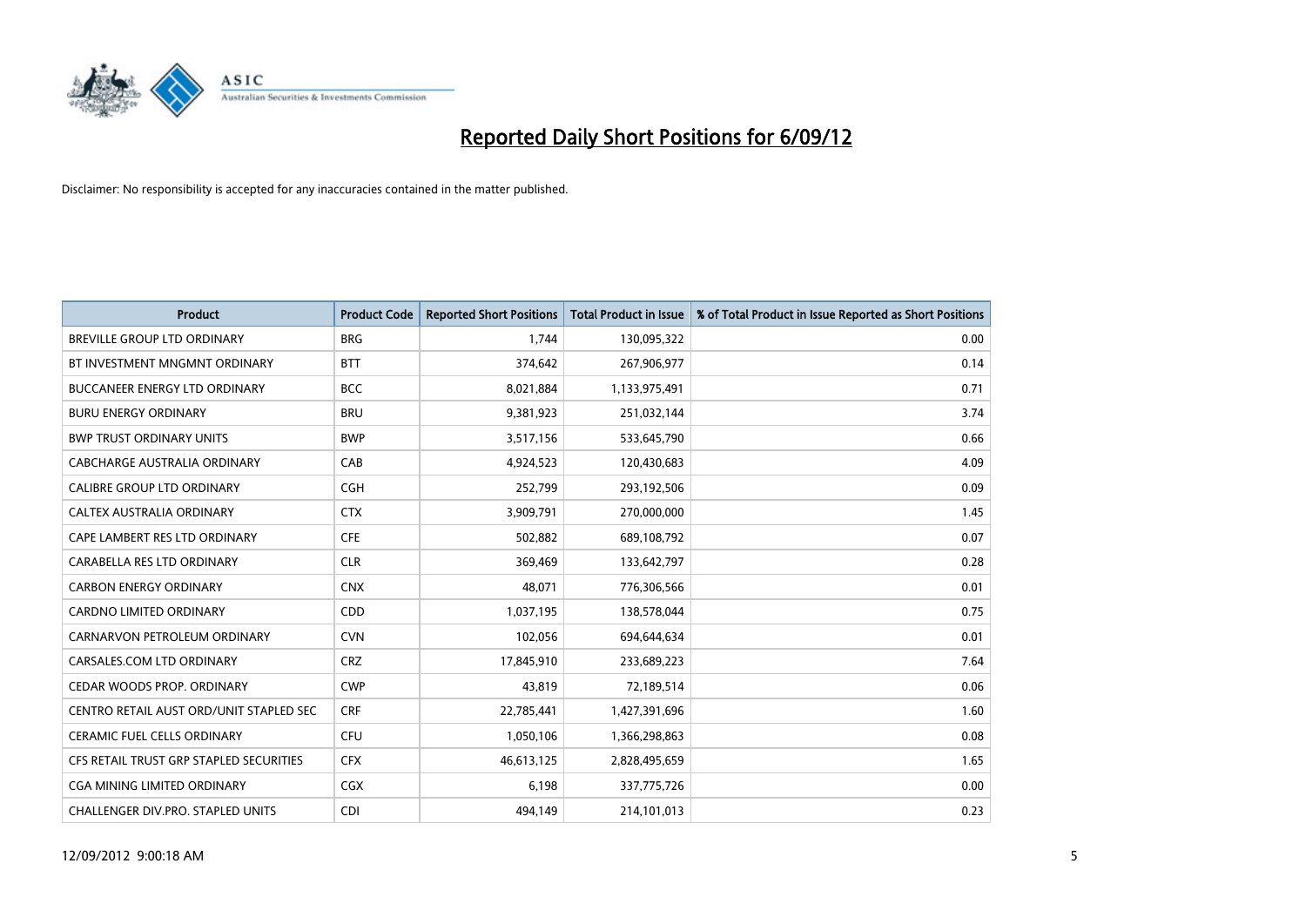# Reported Daily Short Positions for 6/09/12

Disclaimer: No responsibility is accepted for any inaccuracies contained in the matter published.

| Product | Product Code | Reported Short Positions | Total Product in Issue | % of Total Product in Issue Reported as Short Positions |
|---|---|---|---|---|
| BREVILLE GROUP LTD ORDINARY | BRG | 1,744 | 130,095,322 | 0.00 |
| BT INVESTMENT MNGMNT ORDINARY | BTT | 374,642 | 267,906,977 | 0.14 |
| BUCCANEER ENERGY LTD ORDINARY | BCC | 8,021,884 | 1,133,975,491 | 0.71 |
| BURU ENERGY ORDINARY | BRU | 9,381,923 | 251,032,144 | 3.74 |
| BWP TRUST ORDINARY UNITS | BWP | 3,517,156 | 533,645,790 | 0.66 |
| CABCHARGE AUSTRALIA ORDINARY | CAB | 4,924,523 | 120,430,683 | 4.09 |
| CALIBRE GROUP LTD ORDINARY | CGH | 252,799 | 293,192,506 | 0.09 |
| CALTEX AUSTRALIA ORDINARY | CTX | 3,909,791 | 270,000,000 | 1.45 |
| CAPE LAMBERT RES LTD ORDINARY | CFE | 502,882 | 689,108,792 | 0.07 |
| CARABELLA RES LTD ORDINARY | CLR | 369,469 | 133,642,797 | 0.28 |
| CARBON ENERGY ORDINARY | CNX | 48,071 | 776,306,566 | 0.01 |
| CARDNO LIMITED ORDINARY | CDD | 1,037,195 | 138,578,044 | 0.75 |
| CARNARVON PETROLEUM ORDINARY | CVN | 102,056 | 694,644,634 | 0.01 |
| CARSALES.COM LTD ORDINARY | CRZ | 17,845,910 | 233,689,223 | 7.64 |
| CEDAR WOODS PROP. ORDINARY | CWP | 43,819 | 72,189,514 | 0.06 |
| CENTRO RETAIL AUST ORD/UNIT STAPLED SEC | CRF | 22,785,441 | 1,427,391,696 | 1.60 |
| CERAMIC FUEL CELLS ORDINARY | CFU | 1,050,106 | 1,366,298,863 | 0.08 |
| CFS RETAIL TRUST GRP STAPLED SECURITIES | CFX | 46,613,125 | 2,828,495,659 | 1.65 |
| CGA MINING LIMITED ORDINARY | CGX | 6,198 | 337,775,726 | 0.00 |
| CHALLENGER DIV.PRO. STAPLED UNITS | CDI | 494,149 | 214,101,013 | 0.23 |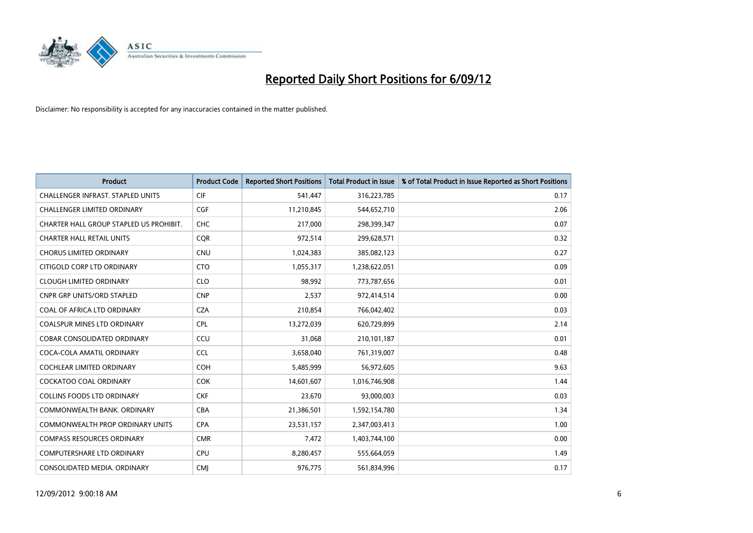# Reported Daily Short Positions for 6/09/12

Disclaimer: No responsibility is accepted for any inaccuracies contained in the matter published.

| Product | Product Code | Reported Short Positions | Total Product in Issue | % of Total Product in Issue Reported as Short Positions |
|---|---|---|---|---|
| CHALLENGER INFRAST. STAPLED UNITS | CIF | 541,447 | 316,223,785 | 0.17 |
| CHALLENGER LIMITED ORDINARY | CGF | 11,210,845 | 544,652,710 | 2.06 |
| CHARTER HALL GROUP STAPLED US PROHIBIT. | CHC | 217,000 | 298,399,347 | 0.07 |
| CHARTER HALL RETAIL UNITS | CQR | 972,514 | 299,628,571 | 0.32 |
| CHORUS LIMITED ORDINARY | CNU | 1,024,383 | 385,082,123 | 0.27 |
| CITIGOLD CORP LTD ORDINARY | CTO | 1,055,317 | 1,238,622,051 | 0.09 |
| CLOUGH LIMITED ORDINARY | CLO | 98,992 | 773,787,656 | 0.01 |
| CNPR GRP UNITS/ORD STAPLED | CNP | 2,537 | 972,414,514 | 0.00 |
| COAL OF AFRICA LTD ORDINARY | CZA | 210,854 | 766,042,402 | 0.03 |
| COALSPUR MINES LTD ORDINARY | CPL | 13,272,039 | 620,729,899 | 2.14 |
| COBAR CONSOLIDATED ORDINARY | CCU | 31,068 | 210,101,187 | 0.01 |
| COCA-COLA AMATIL ORDINARY | CCL | 3,658,040 | 761,319,007 | 0.48 |
| COCHLEAR LIMITED ORDINARY | COH | 5,485,999 | 56,972,605 | 9.63 |
| COCKATOO COAL ORDINARY | COK | 14,601,607 | 1,016,746,908 | 1.44 |
| COLLINS FOODS LTD ORDINARY | CKF | 23,670 | 93,000,003 | 0.03 |
| COMMONWEALTH BANK. ORDINARY | CBA | 21,386,501 | 1,592,154,780 | 1.34 |
| COMMONWEALTH PROP ORDINARY UNITS | CPA | 23,531,157 | 2,347,003,413 | 1.00 |
| COMPASS RESOURCES ORDINARY | CMR | 7,472 | 1,403,744,100 | 0.00 |
| COMPUTERSHARE LTD ORDINARY | CPU | 8,280,457 | 555,664,059 | 1.49 |
| CONSOLIDATED MEDIA. ORDINARY | CMJ | 976,775 | 561,834,996 | 0.17 |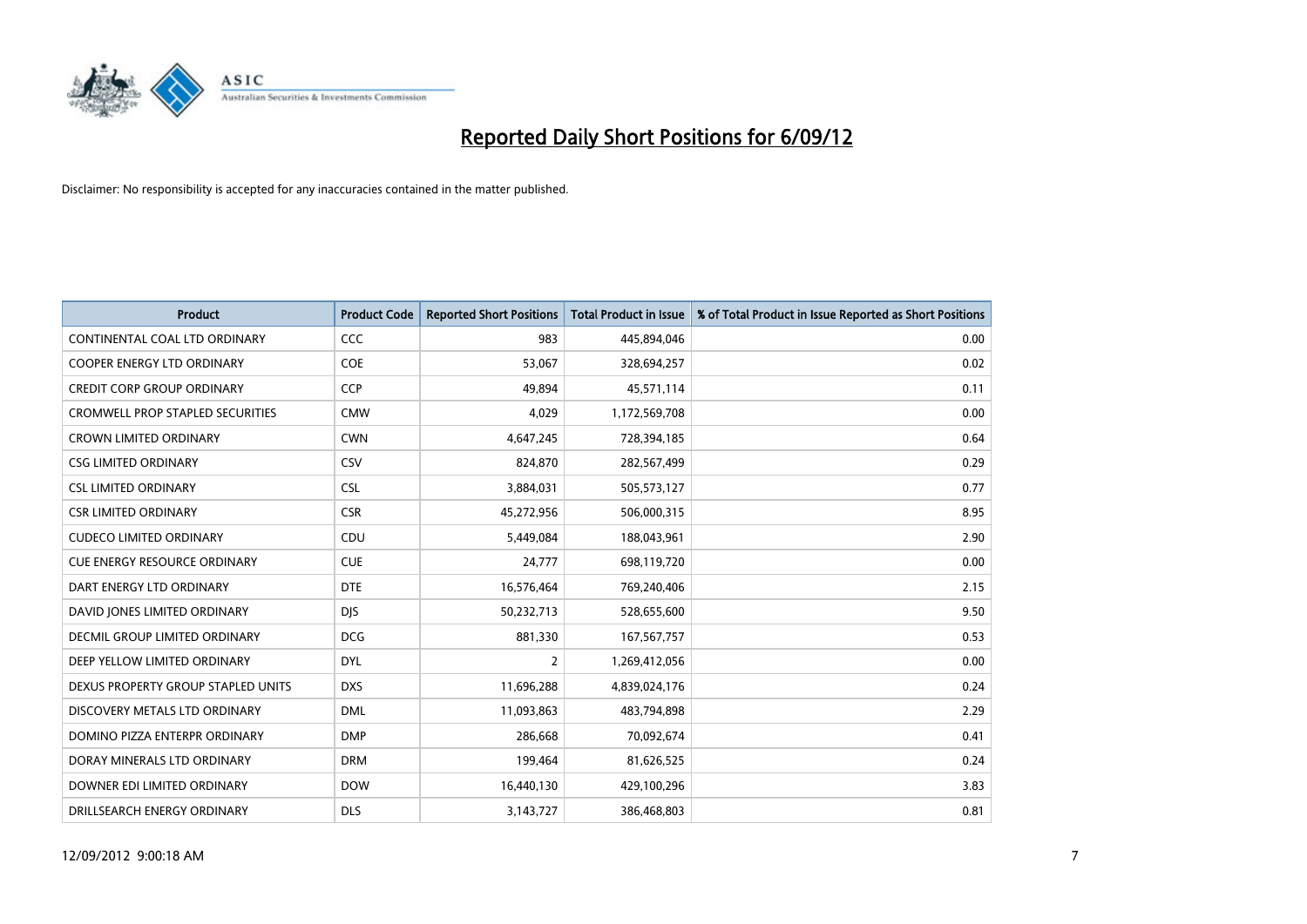# Reported Daily Short Positions for 6/09/12

Disclaimer: No responsibility is accepted for any inaccuracies contained in the matter published.

| Product | Product Code | Reported Short Positions | Total Product in Issue | % of Total Product in Issue Reported as Short Positions |
|---|---|---|---|---|
| CONTINENTAL COAL LTD ORDINARY | CCC | 983 | 445,894,046 | 0.00 |
| COOPER ENERGY LTD ORDINARY | COE | 53,067 | 328,694,257 | 0.02 |
| CREDIT CORP GROUP ORDINARY | CCP | 49,894 | 45,571,114 | 0.11 |
| CROMWELL PROP STAPLED SECURITIES | CMW | 4,029 | 1,172,569,708 | 0.00 |
| CROWN LIMITED ORDINARY | CWN | 4,647,245 | 728,394,185 | 0.64 |
| CSG LIMITED ORDINARY | CSV | 824,870 | 282,567,499 | 0.29 |
| CSL LIMITED ORDINARY | CSL | 3,884,031 | 505,573,127 | 0.77 |
| CSR LIMITED ORDINARY | CSR | 45,272,956 | 506,000,315 | 8.95 |
| CUDECO LIMITED ORDINARY | CDU | 5,449,084 | 188,043,961 | 2.90 |
| CUE ENERGY RESOURCE ORDINARY | CUE | 24,777 | 698,119,720 | 0.00 |
| DART ENERGY LTD ORDINARY | DTE | 16,576,464 | 769,240,406 | 2.15 |
| DAVID JONES LIMITED ORDINARY | DJS | 50,232,713 | 528,655,600 | 9.50 |
| DECMIL GROUP LIMITED ORDINARY | DCG | 881,330 | 167,567,757 | 0.53 |
| DEEP YELLOW LIMITED ORDINARY | DYL | 2 | 1,269,412,056 | 0.00 |
| DEXUS PROPERTY GROUP STAPLED UNITS | DXS | 11,696,288 | 4,839,024,176 | 0.24 |
| DISCOVERY METALS LTD ORDINARY | DML | 11,093,863 | 483,794,898 | 2.29 |
| DOMINO PIZZA ENTERPR ORDINARY | DMP | 286,668 | 70,092,674 | 0.41 |
| DORAY MINERALS LTD ORDINARY | DRM | 199,464 | 81,626,525 | 0.24 |
| DOWNER EDI LIMITED ORDINARY | DOW | 16,440,130 | 429,100,296 | 3.83 |
| DRILLSEARCH ENERGY ORDINARY | DLS | 3,143,727 | 386,468,803 | 0.81 |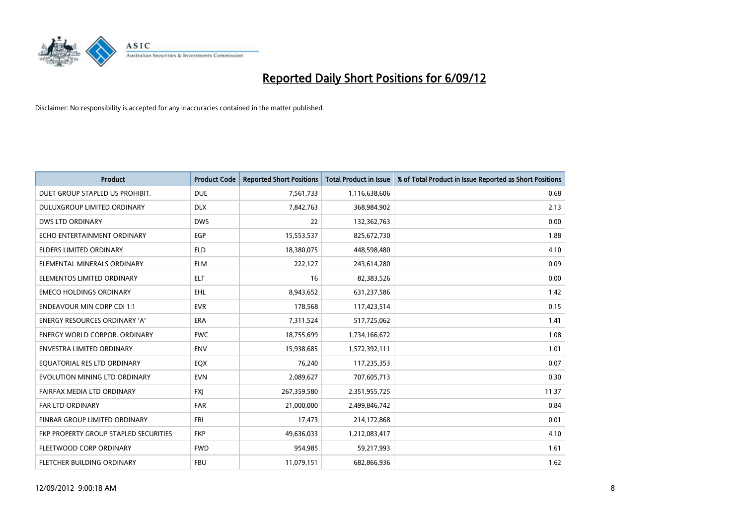# Reported Daily Short Positions for 6/09/12

Disclaimer: No responsibility is accepted for any inaccuracies contained in the matter published.

| Product | Product Code | Reported Short Positions | Total Product in Issue | % of Total Product in Issue Reported as Short Positions |
|---|---|---|---|---|
| DUET GROUP STAPLED US PROHIBIT. | DUE | 7,561,733 | 1,116,638,606 | 0.68 |
| DULUXGROUP LIMITED ORDINARY | DLX | 7,842,763 | 368,984,902 | 2.13 |
| DWS LTD ORDINARY | DWS | 22 | 132,362,763 | 0.00 |
| ECHO ENTERTAINMENT ORDINARY | EGP | 15,553,537 | 825,672,730 | 1.88 |
| ELDERS LIMITED ORDINARY | ELD | 18,380,075 | 448,598,480 | 4.10 |
| ELEMENTAL MINERALS ORDINARY | ELM | 222,127 | 243,614,280 | 0.09 |
| ELEMENTOS LIMITED ORDINARY | ELT | 16 | 82,383,526 | 0.00 |
| EMECO HOLDINGS ORDINARY | EHL | 8,943,652 | 631,237,586 | 1.42 |
| ENDEAVOUR MIN CORP CDI 1:1 | EVR | 178,568 | 117,423,514 | 0.15 |
| ENERGY RESOURCES ORDINARY 'A' | ERA | 7,311,524 | 517,725,062 | 1.41 |
| ENERGY WORLD CORPOR. ORDINARY | EWC | 18,755,699 | 1,734,166,672 | 1.08 |
| ENVESTRA LIMITED ORDINARY | ENV | 15,938,685 | 1,572,392,111 | 1.01 |
| EQUATORIAL RES LTD ORDINARY | EQX | 76,240 | 117,235,353 | 0.07 |
| EVOLUTION MINING LTD ORDINARY | EVN | 2,089,627 | 707,605,713 | 0.30 |
| FAIRFAX MEDIA LTD ORDINARY | FXJ | 267,359,580 | 2,351,955,725 | 11.37 |
| FAR LTD ORDINARY | FAR | 21,000,000 | 2,499,846,742 | 0.84 |
| FINBAR GROUP LIMITED ORDINARY | FRI | 17,473 | 214,172,868 | 0.01 |
| FKP PROPERTY GROUP STAPLED SECURITIES | FKP | 49,636,033 | 1,212,083,417 | 4.10 |
| FLEETWOOD CORP ORDINARY | FWD | 954,985 | 59,217,993 | 1.61 |
| FLETCHER BUILDING ORDINARY | FBU | 11,079,151 | 682,866,936 | 1.62 |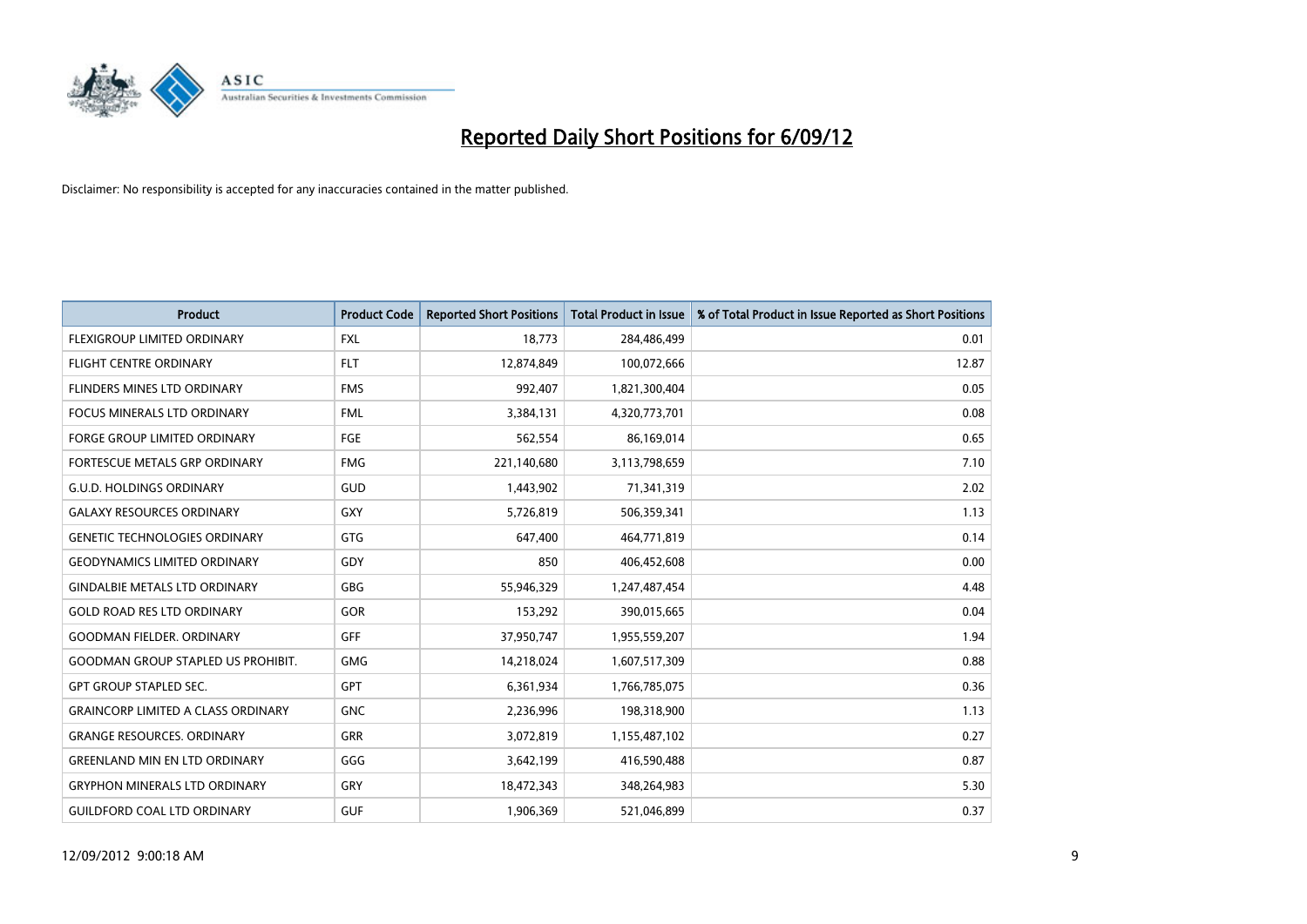# Reported Daily Short Positions for 6/09/12

Disclaimer: No responsibility is accepted for any inaccuracies contained in the matter published.

| Product | Product Code | Reported Short Positions | Total Product in Issue | % of Total Product in Issue Reported as Short Positions |
|---|---|---|---|---|
| FLEXIGROUP LIMITED ORDINARY | FXL | 18,773 | 284,486,499 | 0.01 |
| FLIGHT CENTRE ORDINARY | FLT | 12,874,849 | 100,072,666 | 12.87 |
| FLINDERS MINES LTD ORDINARY | FMS | 992,407 | 1,821,300,404 | 0.05 |
| FOCUS MINERALS LTD ORDINARY | FML | 3,384,131 | 4,320,773,701 | 0.08 |
| FORGE GROUP LIMITED ORDINARY | FGE | 562,554 | 86,169,014 | 0.65 |
| FORTESCUE METALS GRP ORDINARY | FMG | 221,140,680 | 3,113,798,659 | 7.10 |
| G.U.D. HOLDINGS ORDINARY | GUD | 1,443,902 | 71,341,319 | 2.02 |
| GALAXY RESOURCES ORDINARY | GXY | 5,726,819 | 506,359,341 | 1.13 |
| GENETIC TECHNOLOGIES ORDINARY | GTG | 647,400 | 464,771,819 | 0.14 |
| GEODYNAMICS LIMITED ORDINARY | GDY | 850 | 406,452,608 | 0.00 |
| GINDALBIE METALS LTD ORDINARY | GBG | 55,946,329 | 1,247,487,454 | 4.48 |
| GOLD ROAD RES LTD ORDINARY | GOR | 153,292 | 390,015,665 | 0.04 |
| GOODMAN FIELDER. ORDINARY | GFF | 37,950,747 | 1,955,559,207 | 1.94 |
| GOODMAN GROUP STAPLED US PROHIBIT. | GMG | 14,218,024 | 1,607,517,309 | 0.88 |
| GPT GROUP STAPLED SEC. | GPT | 6,361,934 | 1,766,785,075 | 0.36 |
| GRAINCORP LIMITED A CLASS ORDINARY | GNC | 2,236,996 | 198,318,900 | 1.13 |
| GRANGE RESOURCES. ORDINARY | GRR | 3,072,819 | 1,155,487,102 | 0.27 |
| GREENLAND MIN EN LTD ORDINARY | GGG | 3,642,199 | 416,590,488 | 0.87 |
| GRYPHON MINERALS LTD ORDINARY | GRY | 18,472,343 | 348,264,983 | 5.30 |
| GUILDFORD COAL LTD ORDINARY | GUF | 1,906,369 | 521,046,899 | 0.37 |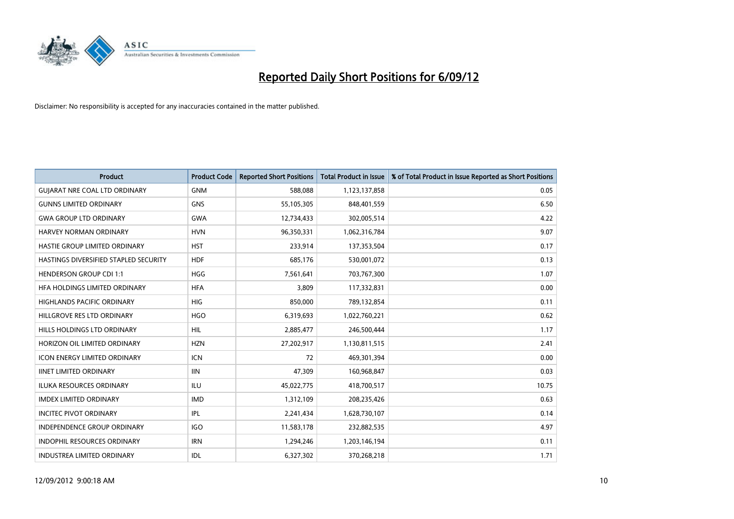# Reported Daily Short Positions for 6/09/12

Disclaimer: No responsibility is accepted for any inaccuracies contained in the matter published.

| Product | Product Code | Reported Short Positions | Total Product in Issue | % of Total Product in Issue Reported as Short Positions |
|---|---|---|---|---|
| GUJARAT NRE COAL LTD ORDINARY | GNM | 588,088 | 1,123,137,858 | 0.05 |
| GUNNS LIMITED ORDINARY | GNS | 55,105,305 | 848,401,559 | 6.50 |
| GWA GROUP LTD ORDINARY | GWA | 12,734,433 | 302,005,514 | 4.22 |
| HARVEY NORMAN ORDINARY | HVN | 96,350,331 | 1,062,316,784 | 9.07 |
| HASTIE GROUP LIMITED ORDINARY | HST | 233,914 | 137,353,504 | 0.17 |
| HASTINGS DIVERSIFIED STAPLED SECURITY | HDF | 685,176 | 530,001,072 | 0.13 |
| HENDERSON GROUP CDI 1:1 | HGG | 7,561,641 | 703,767,300 | 1.07 |
| HFA HOLDINGS LIMITED ORDINARY | HFA | 3,809 | 117,332,831 | 0.00 |
| HIGHLANDS PACIFIC ORDINARY | HIG | 850,000 | 789,132,854 | 0.11 |
| HILLGROVE RES LTD ORDINARY | HGO | 6,319,693 | 1,022,760,221 | 0.62 |
| HILLS HOLDINGS LTD ORDINARY | HIL | 2,885,477 | 246,500,444 | 1.17 |
| HORIZON OIL LIMITED ORDINARY | HZN | 27,202,917 | 1,130,811,515 | 2.41 |
| ICON ENERGY LIMITED ORDINARY | ICN | 72 | 469,301,394 | 0.00 |
| IINET LIMITED ORDINARY | IIN | 47,309 | 160,968,847 | 0.03 |
| ILUKA RESOURCES ORDINARY | ILU | 45,022,775 | 418,700,517 | 10.75 |
| IMDEX LIMITED ORDINARY | IMD | 1,312,109 | 208,235,426 | 0.63 |
| INCITEC PIVOT ORDINARY | IPL | 2,241,434 | 1,628,730,107 | 0.14 |
| INDEPENDENCE GROUP ORDINARY | IGO | 11,583,178 | 232,882,535 | 4.97 |
| INDOPHIL RESOURCES ORDINARY | IRN | 1,294,246 | 1,203,146,194 | 0.11 |
| INDUSTREA LIMITED ORDINARY | IDL | 6,327,302 | 370,268,218 | 1.71 |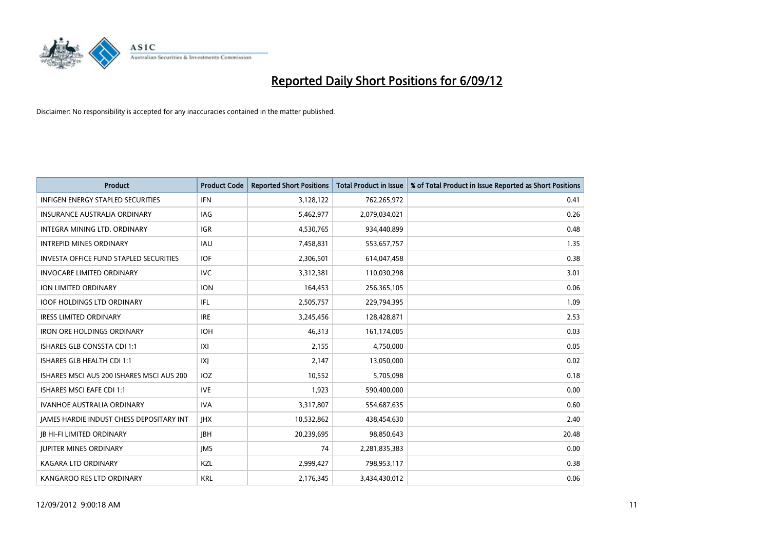# Reported Daily Short Positions for 6/09/12

Disclaimer: No responsibility is accepted for any inaccuracies contained in the matter published.

| Product | Product Code | Reported Short Positions | Total Product in Issue | % of Total Product in Issue Reported as Short Positions |
|---|---|---|---|---|
| INFIGEN ENERGY STAPLED SECURITIES | IFN | 3,128,122 | 762,265,972 | 0.41 |
| INSURANCE AUSTRALIA ORDINARY | IAG | 5,462,977 | 2,079,034,021 | 0.26 |
| INTEGRA MINING LTD. ORDINARY | IGR | 4,530,765 | 934,440,899 | 0.48 |
| INTREPID MINES ORDINARY | IAU | 7,458,831 | 553,657,757 | 1.35 |
| INVESTA OFFICE FUND STAPLED SECURITIES | IOF | 2,306,501 | 614,047,458 | 0.38 |
| INVOCARE LIMITED ORDINARY | IVC | 3,312,381 | 110,030,298 | 3.01 |
| ION LIMITED ORDINARY | ION | 164,453 | 256,365,105 | 0.06 |
| IOOF HOLDINGS LTD ORDINARY | IFL | 2,505,757 | 229,794,395 | 1.09 |
| IRESS LIMITED ORDINARY | IRE | 3,245,456 | 128,428,871 | 2.53 |
| IRON ORE HOLDINGS ORDINARY | IOH | 46,313 | 161,174,005 | 0.03 |
| ISHARES GLB CONSSTA CDI 1:1 | IXI | 2,155 | 4,750,000 | 0.05 |
| ISHARES GLB HEALTH CDI 1:1 | IXJ | 2,147 | 13,050,000 | 0.02 |
| ISHARES MSCI AUS 200 ISHARES MSCI AUS 200 | IOZ | 10,552 | 5,705,098 | 0.18 |
| ISHARES MSCI EAFE CDI 1:1 | IVE | 1,923 | 590,400,000 | 0.00 |
| IVANHOE AUSTRALIA ORDINARY | IVA | 3,317,807 | 554,687,635 | 0.60 |
| JAMES HARDIE INDUST CHESS DEPOSITARY INT | JHX | 10,532,862 | 438,454,630 | 2.40 |
| JB HI-FI LIMITED ORDINARY | JBH | 20,239,695 | 98,850,643 | 20.48 |
| JUPITER MINES ORDINARY | JMS | 74 | 2,281,835,383 | 0.00 |
| KAGARA LTD ORDINARY | KZL | 2,999,427 | 798,953,117 | 0.38 |
| KANGAROO RES LTD ORDINARY | KRL | 2,176,345 | 3,434,430,012 | 0.06 |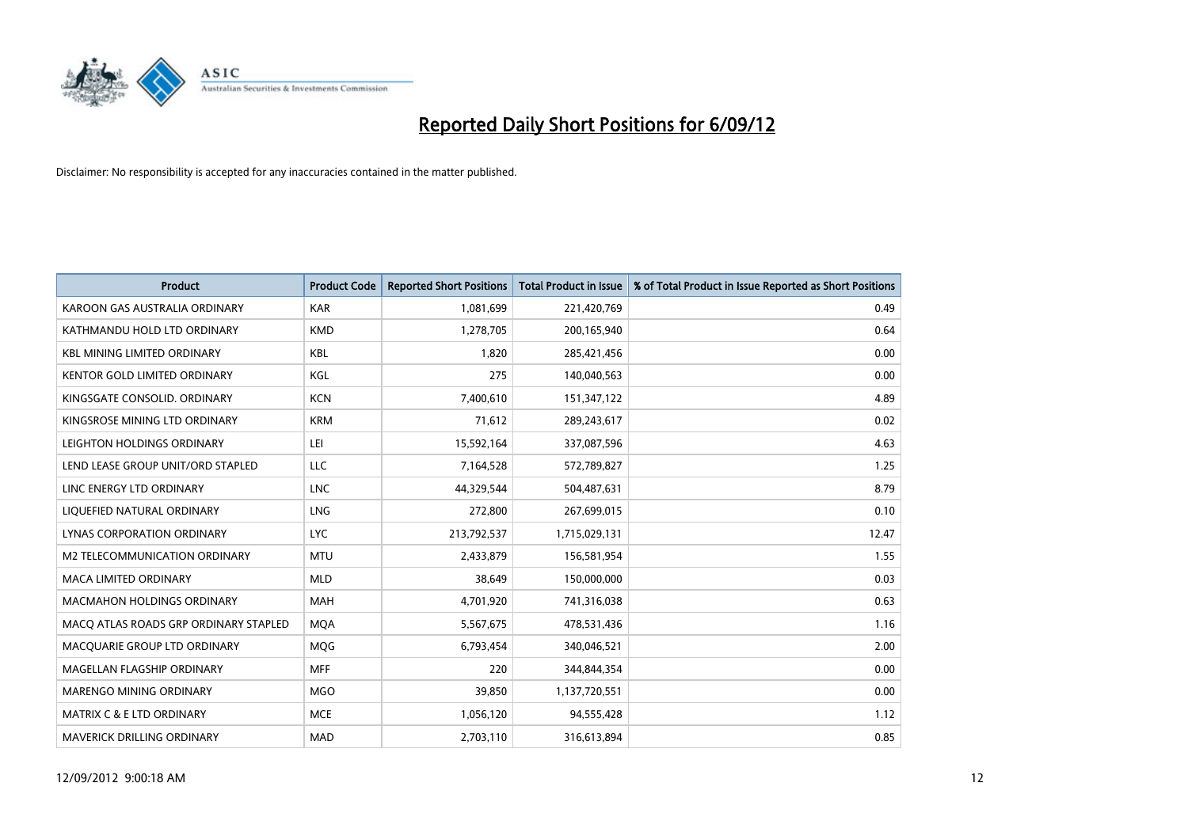# Reported Daily Short Positions for 6/09/12

Disclaimer: No responsibility is accepted for any inaccuracies contained in the matter published.

| Product | Product Code | Reported Short Positions | Total Product in Issue | % of Total Product in Issue Reported as Short Positions |
|---|---|---|---|---|
| KAROON GAS AUSTRALIA ORDINARY | KAR | 1,081,699 | 221,420,769 | 0.49 |
| KATHMANDU HOLD LTD ORDINARY | KMD | 1,278,705 | 200,165,940 | 0.64 |
| KBL MINING LIMITED ORDINARY | KBL | 1,820 | 285,421,456 | 0.00 |
| KENTOR GOLD LIMITED ORDINARY | KGL | 275 | 140,040,563 | 0.00 |
| KINGSGATE CONSOLID. ORDINARY | KCN | 7,400,610 | 151,347,122 | 4.89 |
| KINGSROSE MINING LTD ORDINARY | KRM | 71,612 | 289,243,617 | 0.02 |
| LEIGHTON HOLDINGS ORDINARY | LEI | 15,592,164 | 337,087,596 | 4.63 |
| LEND LEASE GROUP UNIT/ORD STAPLED | LLC | 7,164,528 | 572,789,827 | 1.25 |
| LINC ENERGY LTD ORDINARY | LNC | 44,329,544 | 504,487,631 | 8.79 |
| LIQUEFIED NATURAL ORDINARY | LNG | 272,800 | 267,699,015 | 0.10 |
| LYNAS CORPORATION ORDINARY | LYC | 213,792,537 | 1,715,029,131 | 12.47 |
| M2 TELECOMMUNICATION ORDINARY | MTU | 2,433,879 | 156,581,954 | 1.55 |
| MACA LIMITED ORDINARY | MLD | 38,649 | 150,000,000 | 0.03 |
| MACMAHON HOLDINGS ORDINARY | MAH | 4,701,920 | 741,316,038 | 0.63 |
| MACQ ATLAS ROADS GRP ORDINARY STAPLED | MQA | 5,567,675 | 478,531,436 | 1.16 |
| MACQUARIE GROUP LTD ORDINARY | MQG | 6,793,454 | 340,046,521 | 2.00 |
| MAGELLAN FLAGSHIP ORDINARY | MFF | 220 | 344,844,354 | 0.00 |
| MARENGO MINING ORDINARY | MGO | 39,850 | 1,137,720,551 | 0.00 |
| MATRIX C & E LTD ORDINARY | MCE | 1,056,120 | 94,555,428 | 1.12 |
| MAVERICK DRILLING ORDINARY | MAD | 2,703,110 | 316,613,894 | 0.85 |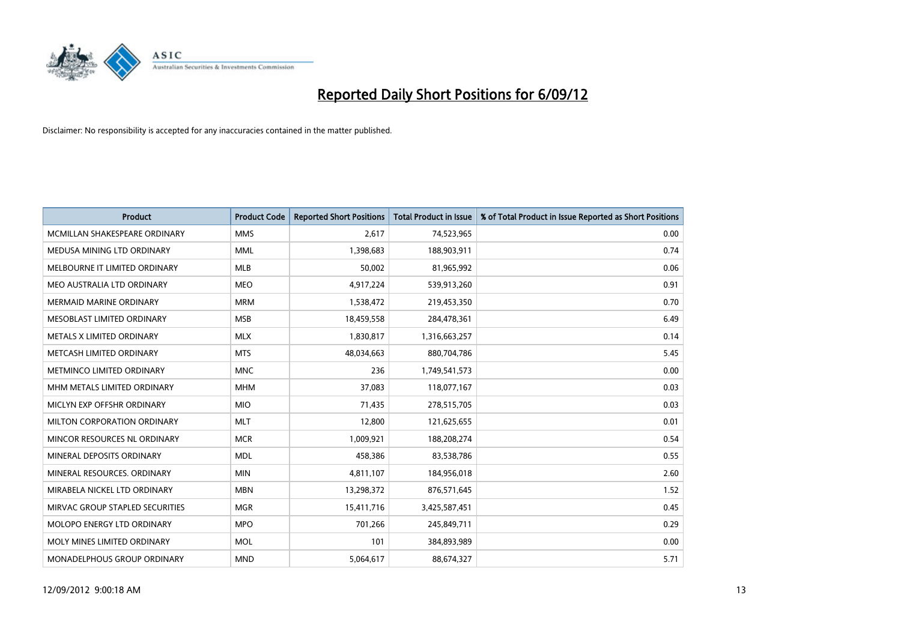# Reported Daily Short Positions for 6/09/12

Disclaimer: No responsibility is accepted for any inaccuracies contained in the matter published.

| Product | Product Code | Reported Short Positions | Total Product in Issue | % of Total Product in Issue Reported as Short Positions |
|---|---|---|---|---|
| MCMILLAN SHAKESPEARE ORDINARY | MMS | 2,617 | 74,523,965 | 0.00 |
| MEDUSA MINING LTD ORDINARY | MML | 1,398,683 | 188,903,911 | 0.74 |
| MELBOURNE IT LIMITED ORDINARY | MLB | 50,002 | 81,965,992 | 0.06 |
| MEO AUSTRALIA LTD ORDINARY | MEO | 4,917,224 | 539,913,260 | 0.91 |
| MERMAID MARINE ORDINARY | MRM | 1,538,472 | 219,453,350 | 0.70 |
| MESOBLAST LIMITED ORDINARY | MSB | 18,459,558 | 284,478,361 | 6.49 |
| METALS X LIMITED ORDINARY | MLX | 1,830,817 | 1,316,663,257 | 0.14 |
| METCASH LIMITED ORDINARY | MTS | 48,034,663 | 880,704,786 | 5.45 |
| METMINCO LIMITED ORDINARY | MNC | 236 | 1,749,541,573 | 0.00 |
| MHM METALS LIMITED ORDINARY | MHM | 37,083 | 118,077,167 | 0.03 |
| MICLYN EXP OFFSHR ORDINARY | MIO | 71,435 | 278,515,705 | 0.03 |
| MILTON CORPORATION ORDINARY | MLT | 12,800 | 121,625,655 | 0.01 |
| MINCOR RESOURCES NL ORDINARY | MCR | 1,009,921 | 188,208,274 | 0.54 |
| MINERAL DEPOSITS ORDINARY | MDL | 458,386 | 83,538,786 | 0.55 |
| MINERAL RESOURCES. ORDINARY | MIN | 4,811,107 | 184,956,018 | 2.60 |
| MIRABELA NICKEL LTD ORDINARY | MBN | 13,298,372 | 876,571,645 | 1.52 |
| MIRVAC GROUP STAPLED SECURITIES | MGR | 15,411,716 | 3,425,587,451 | 0.45 |
| MOLOPO ENERGY LTD ORDINARY | MPO | 701,266 | 245,849,711 | 0.29 |
| MOLY MINES LIMITED ORDINARY | MOL | 101 | 384,893,989 | 0.00 |
| MONADELPHOUS GROUP ORDINARY | MND | 5,064,617 | 88,674,327 | 5.71 |

12/09/2012 9:00:18 AM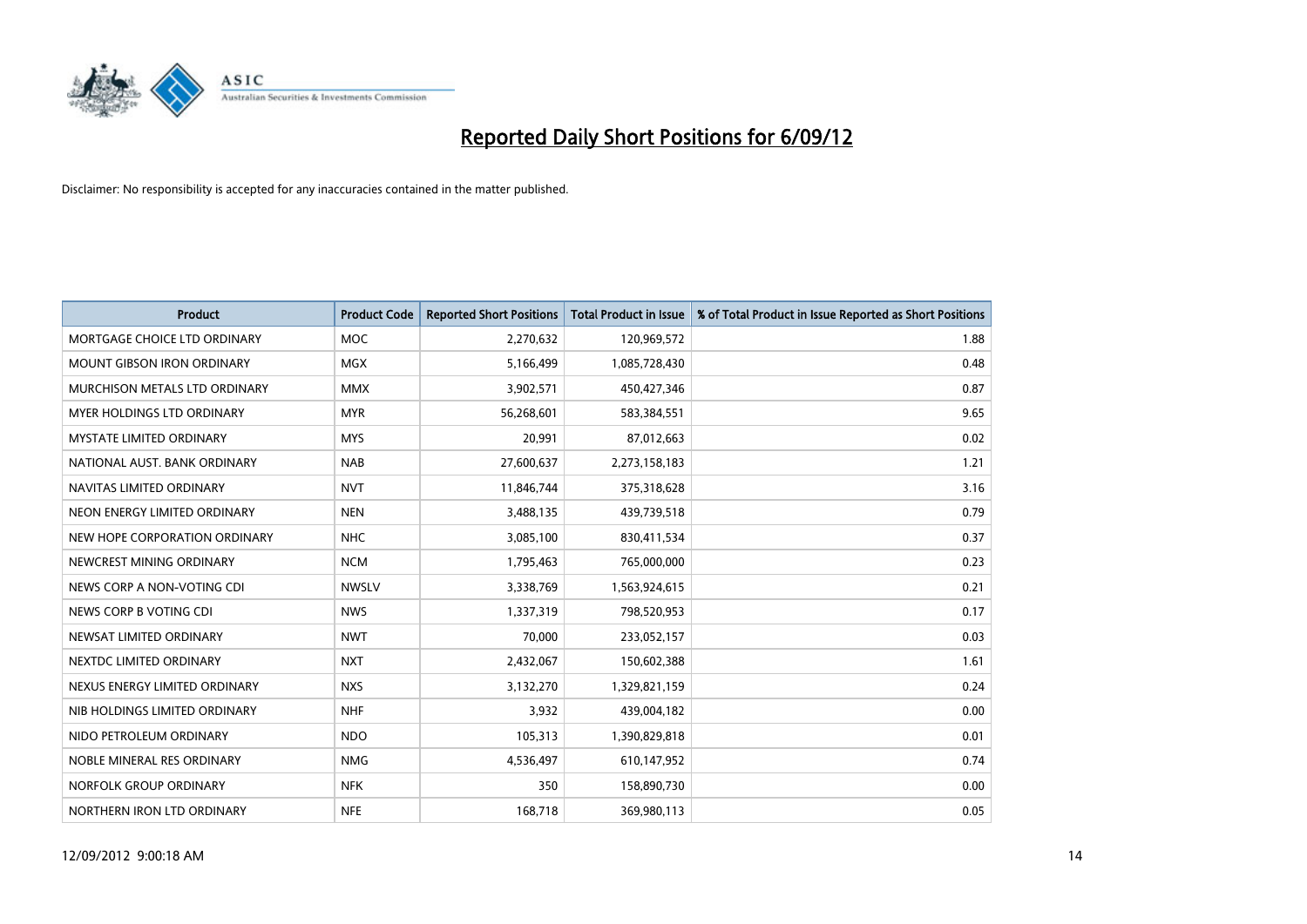# Reported Daily Short Positions for 6/09/12

Disclaimer: No responsibility is accepted for any inaccuracies contained in the matter published.

| Product | Product Code | Reported Short Positions | Total Product in Issue | % of Total Product in Issue Reported as Short Positions |
|---|---|---|---|---|
| MORTGAGE CHOICE LTD ORDINARY | MOC | 2,270,632 | 120,969,572 | 1.88 |
| MOUNT GIBSON IRON ORDINARY | MGX | 5,166,499 | 1,085,728,430 | 0.48 |
| MURCHISON METALS LTD ORDINARY | MMX | 3,902,571 | 450,427,346 | 0.87 |
| MYER HOLDINGS LTD ORDINARY | MYR | 56,268,601 | 583,384,551 | 9.65 |
| MYSTATE LIMITED ORDINARY | MYS | 20,991 | 87,012,663 | 0.02 |
| NATIONAL AUST. BANK ORDINARY | NAB | 27,600,637 | 2,273,158,183 | 1.21 |
| NAVITAS LIMITED ORDINARY | NVT | 11,846,744 | 375,318,628 | 3.16 |
| NEON ENERGY LIMITED ORDINARY | NEN | 3,488,135 | 439,739,518 | 0.79 |
| NEW HOPE CORPORATION ORDINARY | NHC | 3,085,100 | 830,411,534 | 0.37 |
| NEWCREST MINING ORDINARY | NCM | 1,795,463 | 765,000,000 | 0.23 |
| NEWS CORP A NON-VOTING CDI | NWSLV | 3,338,769 | 1,563,924,615 | 0.21 |
| NEWS CORP B VOTING CDI | NWS | 1,337,319 | 798,520,953 | 0.17 |
| NEWSAT LIMITED ORDINARY | NWT | 70,000 | 233,052,157 | 0.03 |
| NEXTDC LIMITED ORDINARY | NXT | 2,432,067 | 150,602,388 | 1.61 |
| NEXUS ENERGY LIMITED ORDINARY | NXS | 3,132,270 | 1,329,821,159 | 0.24 |
| NIB HOLDINGS LIMITED ORDINARY | NHF | 3,932 | 439,004,182 | 0.00 |
| NIDO PETROLEUM ORDINARY | NDO | 105,313 | 1,390,829,818 | 0.01 |
| NOBLE MINERAL RES ORDINARY | NMG | 4,536,497 | 610,147,952 | 0.74 |
| NORFOLK GROUP ORDINARY | NFK | 350 | 158,890,730 | 0.00 |
| NORTHERN IRON LTD ORDINARY | NFE | 168,718 | 369,980,113 | 0.05 |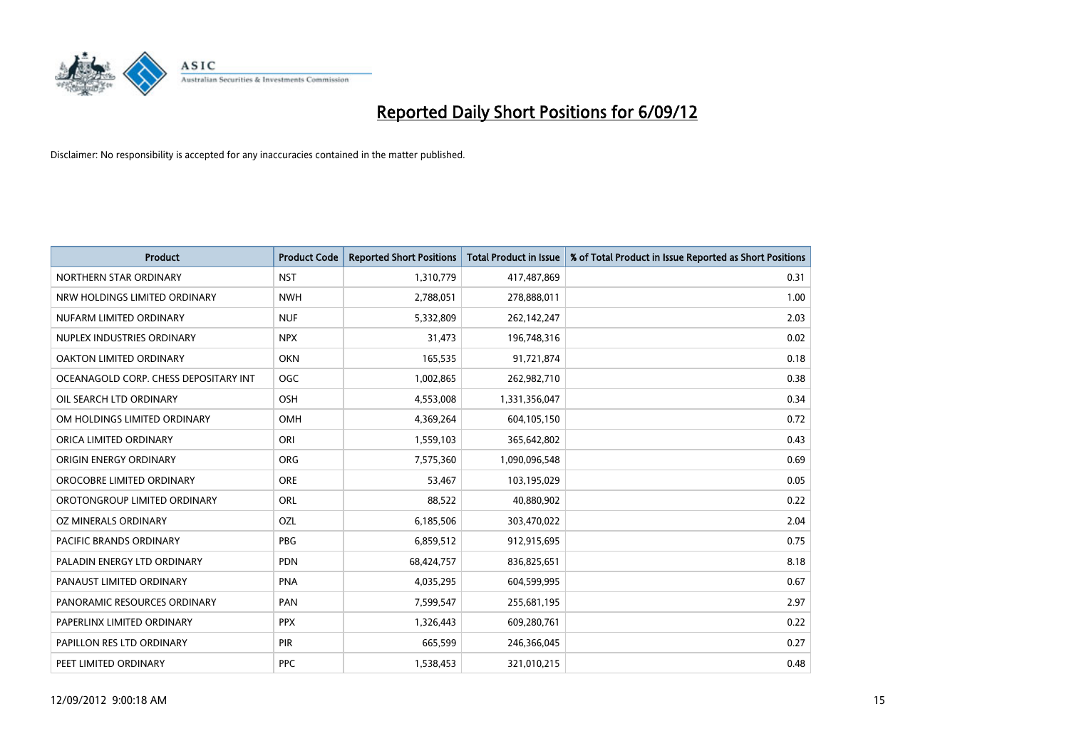# Reported Daily Short Positions for 6/09/12

Disclaimer: No responsibility is accepted for any inaccuracies contained in the matter published.

| Product | Product Code | Reported Short Positions | Total Product in Issue | % of Total Product in Issue Reported as Short Positions |
|---|---|---|---|---|
| NORTHERN STAR ORDINARY | NST | 1,310,779 | 417,487,869 | 0.31 |
| NRW HOLDINGS LIMITED ORDINARY | NWH | 2,788,051 | 278,888,011 | 1.00 |
| NUFARM LIMITED ORDINARY | NUF | 5,332,809 | 262,142,247 | 2.03 |
| NUPLEX INDUSTRIES ORDINARY | NPX | 31,473 | 196,748,316 | 0.02 |
| OAKTON LIMITED ORDINARY | OKN | 165,535 | 91,721,874 | 0.18 |
| OCEANAGOLD CORP. CHESS DEPOSITARY INT | OGC | 1,002,865 | 262,982,710 | 0.38 |
| OIL SEARCH LTD ORDINARY | OSH | 4,553,008 | 1,331,356,047 | 0.34 |
| OM HOLDINGS LIMITED ORDINARY | OMH | 4,369,264 | 604,105,150 | 0.72 |
| ORICA LIMITED ORDINARY | ORI | 1,559,103 | 365,642,802 | 0.43 |
| ORIGIN ENERGY ORDINARY | ORG | 7,575,360 | 1,090,096,548 | 0.69 |
| OROCOBRE LIMITED ORDINARY | ORE | 53,467 | 103,195,029 | 0.05 |
| OROTONGROUP LIMITED ORDINARY | ORL | 88,522 | 40,880,902 | 0.22 |
| OZ MINERALS ORDINARY | OZL | 6,185,506 | 303,470,022 | 2.04 |
| PACIFIC BRANDS ORDINARY | PBG | 6,859,512 | 912,915,695 | 0.75 |
| PALADIN ENERGY LTD ORDINARY | PDN | 68,424,757 | 836,825,651 | 8.18 |
| PANAUST LIMITED ORDINARY | PNA | 4,035,295 | 604,599,995 | 0.67 |
| PANORAMIC RESOURCES ORDINARY | PAN | 7,599,547 | 255,681,195 | 2.97 |
| PAPERLINX LIMITED ORDINARY | PPX | 1,326,443 | 609,280,761 | 0.22 |
| PAPILLON RES LTD ORDINARY | PIR | 665,599 | 246,366,045 | 0.27 |
| PEET LIMITED ORDINARY | PPC | 1,538,453 | 321,010,215 | 0.48 |

12/09/2012 9:00:18 AM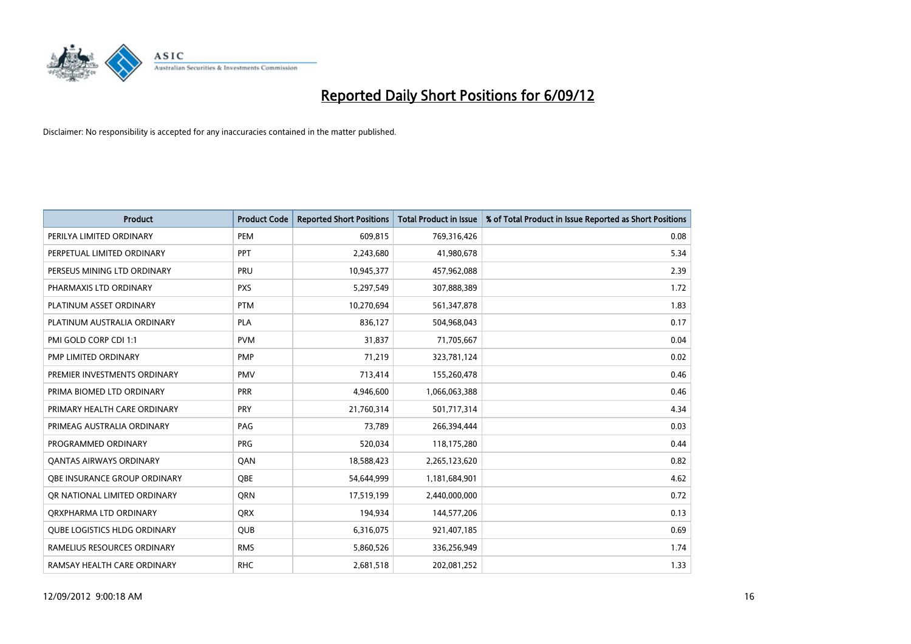# Reported Daily Short Positions for 6/09/12

Disclaimer: No responsibility is accepted for any inaccuracies contained in the matter published.

| Product | Product Code | Reported Short Positions | Total Product in Issue | % of Total Product in Issue Reported as Short Positions |
|---|---|---|---|---|
| PERILYA LIMITED ORDINARY | PEM | 609,815 | 769,316,426 | 0.08 |
| PERPETUAL LIMITED ORDINARY | PPT | 2,243,680 | 41,980,678 | 5.34 |
| PERSEUS MINING LTD ORDINARY | PRU | 10,945,377 | 457,962,088 | 2.39 |
| PHARMAXIS LTD ORDINARY | PXS | 5,297,549 | 307,888,389 | 1.72 |
| PLATINUM ASSET ORDINARY | PTM | 10,270,694 | 561,347,878 | 1.83 |
| PLATINUM AUSTRALIA ORDINARY | PLA | 836,127 | 504,968,043 | 0.17 |
| PMI GOLD CORP CDI 1:1 | PVM | 31,837 | 71,705,667 | 0.04 |
| PMP LIMITED ORDINARY | PMP | 71,219 | 323,781,124 | 0.02 |
| PREMIER INVESTMENTS ORDINARY | PMV | 713,414 | 155,260,478 | 0.46 |
| PRIMA BIOMED LTD ORDINARY | PRR | 4,946,600 | 1,066,063,388 | 0.46 |
| PRIMARY HEALTH CARE ORDINARY | PRY | 21,760,314 | 501,717,314 | 4.34 |
| PRIMEAG AUSTRALIA ORDINARY | PAG | 73,789 | 266,394,444 | 0.03 |
| PROGRAMMED ORDINARY | PRG | 520,034 | 118,175,280 | 0.44 |
| QANTAS AIRWAYS ORDINARY | QAN | 18,588,423 | 2,265,123,620 | 0.82 |
| QBE INSURANCE GROUP ORDINARY | QBE | 54,644,999 | 1,181,684,901 | 4.62 |
| QR NATIONAL LIMITED ORDINARY | QRN | 17,519,199 | 2,440,000,000 | 0.72 |
| QRXPHARMA LTD ORDINARY | QRX | 194,934 | 144,577,206 | 0.13 |
| QUBE LOGISTICS HLDG ORDINARY | QUB | 6,316,075 | 921,407,185 | 0.69 |
| RAMELIUS RESOURCES ORDINARY | RMS | 5,860,526 | 336,256,949 | 1.74 |
| RAMSAY HEALTH CARE ORDINARY | RHC | 2,681,518 | 202,081,252 | 1.33 |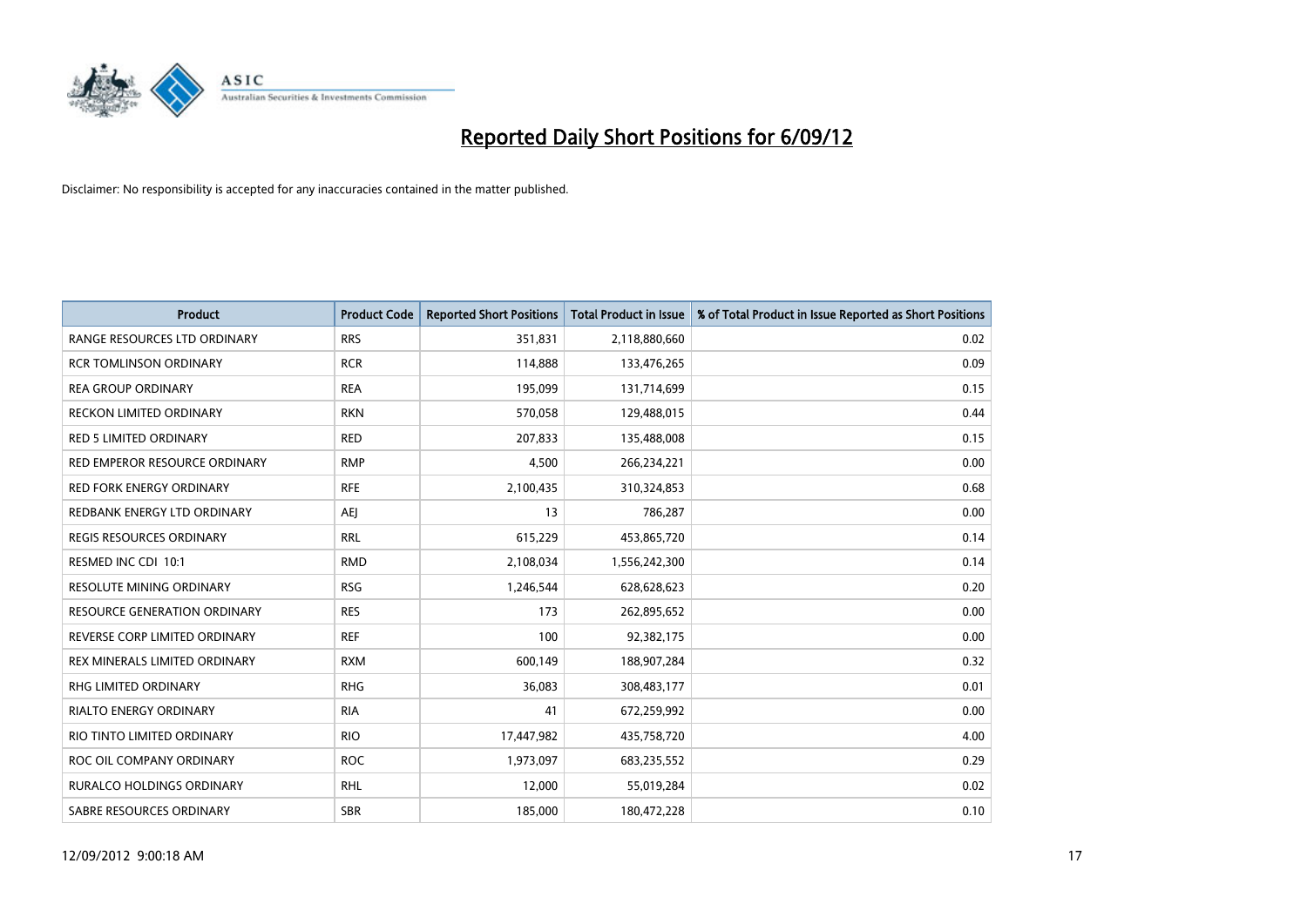# Reported Daily Short Positions for 6/09/12

Disclaimer: No responsibility is accepted for any inaccuracies contained in the matter published.

| Product | Product Code | Reported Short Positions | Total Product in Issue | % of Total Product in Issue Reported as Short Positions |
|---|---|---|---|---|
| RANGE RESOURCES LTD ORDINARY | RRS | 351,831 | 2,118,880,660 | 0.02 |
| RCR TOMLINSON ORDINARY | RCR | 114,888 | 133,476,265 | 0.09 |
| REA GROUP ORDINARY | REA | 195,099 | 131,714,699 | 0.15 |
| RECKON LIMITED ORDINARY | RKN | 570,058 | 129,488,015 | 0.44 |
| RED 5 LIMITED ORDINARY | RED | 207,833 | 135,488,008 | 0.15 |
| RED EMPEROR RESOURCE ORDINARY | RMP | 4,500 | 266,234,221 | 0.00 |
| RED FORK ENERGY ORDINARY | RFE | 2,100,435 | 310,324,853 | 0.68 |
| REDBANK ENERGY LTD ORDINARY | AEJ | 13 | 786,287 | 0.00 |
| REGIS RESOURCES ORDINARY | RRL | 615,229 | 453,865,720 | 0.14 |
| RESMED INC CDI 10:1 | RMD | 2,108,034 | 1,556,242,300 | 0.14 |
| RESOLUTE MINING ORDINARY | RSG | 1,246,544 | 628,628,623 | 0.20 |
| RESOURCE GENERATION ORDINARY | RES | 173 | 262,895,652 | 0.00 |
| REVERSE CORP LIMITED ORDINARY | REF | 100 | 92,382,175 | 0.00 |
| REX MINERALS LIMITED ORDINARY | RXM | 600,149 | 188,907,284 | 0.32 |
| RHG LIMITED ORDINARY | RHG | 36,083 | 308,483,177 | 0.01 |
| RIALTO ENERGY ORDINARY | RIA | 41 | 672,259,992 | 0.00 |
| RIO TINTO LIMITED ORDINARY | RIO | 17,447,982 | 435,758,720 | 4.00 |
| ROC OIL COMPANY ORDINARY | ROC | 1,973,097 | 683,235,552 | 0.29 |
| RURALCO HOLDINGS ORDINARY | RHL | 12,000 | 55,019,284 | 0.02 |
| SABRE RESOURCES ORDINARY | SBR | 185,000 | 180,472,228 | 0.10 |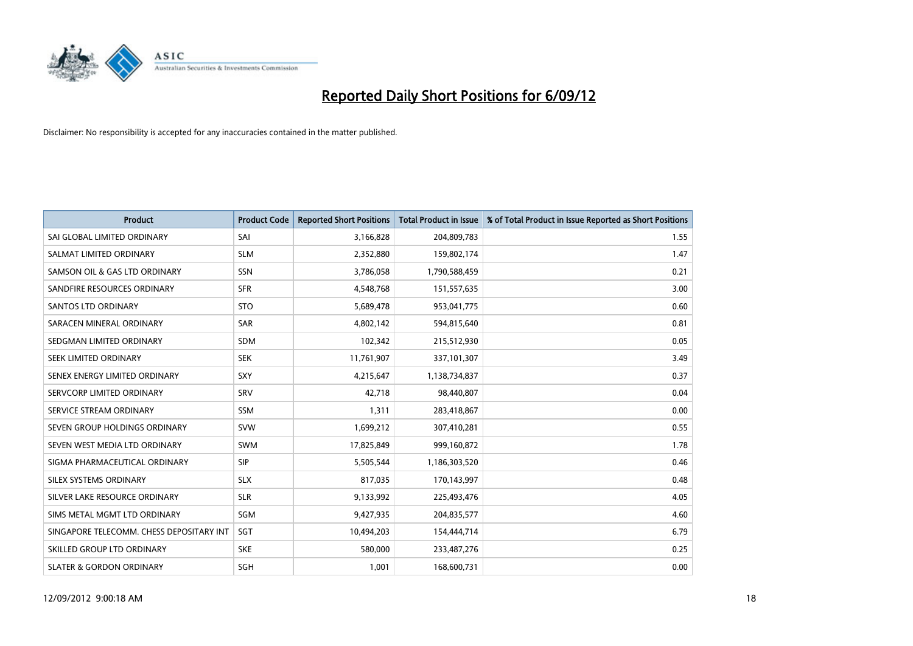# Reported Daily Short Positions for 6/09/12

Disclaimer: No responsibility is accepted for any inaccuracies contained in the matter published.

| Product | Product Code | Reported Short Positions | Total Product in Issue | % of Total Product in Issue Reported as Short Positions |
|---|---|---|---|---|
| SAI GLOBAL LIMITED ORDINARY | SAI | 3,166,828 | 204,809,783 | 1.55 |
| SALMAT LIMITED ORDINARY | SLM | 2,352,880 | 159,802,174 | 1.47 |
| SAMSON OIL & GAS LTD ORDINARY | SSN | 3,786,058 | 1,790,588,459 | 0.21 |
| SANDFIRE RESOURCES ORDINARY | SFR | 4,548,768 | 151,557,635 | 3.00 |
| SANTOS LTD ORDINARY | STO | 5,689,478 | 953,041,775 | 0.60 |
| SARACEN MINERAL ORDINARY | SAR | 4,802,142 | 594,815,640 | 0.81 |
| SEDGMAN LIMITED ORDINARY | SDM | 102,342 | 215,512,930 | 0.05 |
| SEEK LIMITED ORDINARY | SEK | 11,761,907 | 337,101,307 | 3.49 |
| SENEX ENERGY LIMITED ORDINARY | SXY | 4,215,647 | 1,138,734,837 | 0.37 |
| SERVCORP LIMITED ORDINARY | SRV | 42,718 | 98,440,807 | 0.04 |
| SERVICE STREAM ORDINARY | SSM | 1,311 | 283,418,867 | 0.00 |
| SEVEN GROUP HOLDINGS ORDINARY | SVW | 1,699,212 | 307,410,281 | 0.55 |
| SEVEN WEST MEDIA LTD ORDINARY | SWM | 17,825,849 | 999,160,872 | 1.78 |
| SIGMA PHARMACEUTICAL ORDINARY | SIP | 5,505,544 | 1,186,303,520 | 0.46 |
| SILEX SYSTEMS ORDINARY | SLX | 817,035 | 170,143,997 | 0.48 |
| SILVER LAKE RESOURCE ORDINARY | SLR | 9,133,992 | 225,493,476 | 4.05 |
| SIMS METAL MGMT LTD ORDINARY | SGM | 9,427,935 | 204,835,577 | 4.60 |
| SINGAPORE TELECOMM. CHESS DEPOSITARY INT | SGT | 10,494,203 | 154,444,714 | 6.79 |
| SKILLED GROUP LTD ORDINARY | SKE | 580,000 | 233,487,276 | 0.25 |
| SLATER & GORDON ORDINARY | SGH | 1,001 | 168,600,731 | 0.00 |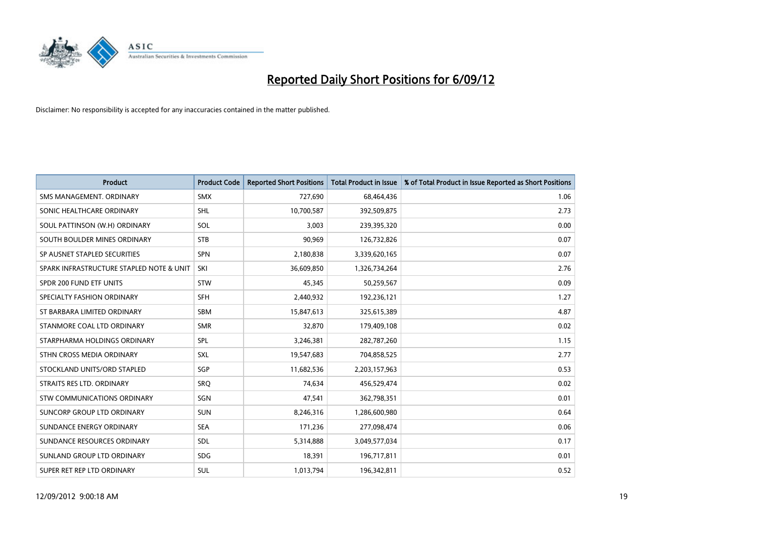# Reported Daily Short Positions for 6/09/12

Disclaimer: No responsibility is accepted for any inaccuracies contained in the matter published.

| Product | Product Code | Reported Short Positions | Total Product in Issue | % of Total Product in Issue Reported as Short Positions |
|---|---|---|---|---|
| SMS MANAGEMENT. ORDINARY | SMX | 727,690 | 68,464,436 | 1.06 |
| SONIC HEALTHCARE ORDINARY | SHL | 10,700,587 | 392,509,875 | 2.73 |
| SOUL PATTINSON (W.H) ORDINARY | SOL | 3,003 | 239,395,320 | 0.00 |
| SOUTH BOULDER MINES ORDINARY | STB | 90,969 | 126,732,826 | 0.07 |
| SP AUSNET STAPLED SECURITIES | SPN | 2,180,838 | 3,339,620,165 | 0.07 |
| SPARK INFRASTRUCTURE STAPLED NOTE & UNIT | SKI | 36,609,850 | 1,326,734,264 | 2.76 |
| SPDR 200 FUND ETF UNITS | STW | 45,345 | 50,259,567 | 0.09 |
| SPECIALTY FASHION ORDINARY | SFH | 2,440,932 | 192,236,121 | 1.27 |
| ST BARBARA LIMITED ORDINARY | SBM | 15,847,613 | 325,615,389 | 4.87 |
| STANMORE COAL LTD ORDINARY | SMR | 32,870 | 179,409,108 | 0.02 |
| STARPHARMA HOLDINGS ORDINARY | SPL | 3,246,381 | 282,787,260 | 1.15 |
| STHN CROSS MEDIA ORDINARY | SXL | 19,547,683 | 704,858,525 | 2.77 |
| STOCKLAND UNITS/ORD STAPLED | SGP | 11,682,536 | 2,203,157,963 | 0.53 |
| STRAITS RES LTD. ORDINARY | SRQ | 74,634 | 456,529,474 | 0.02 |
| STW COMMUNICATIONS ORDINARY | SGN | 47,541 | 362,798,351 | 0.01 |
| SUNCORP GROUP LTD ORDINARY | SUN | 8,246,316 | 1,286,600,980 | 0.64 |
| SUNDANCE ENERGY ORDINARY | SEA | 171,236 | 277,098,474 | 0.06 |
| SUNDANCE RESOURCES ORDINARY | SDL | 5,314,888 | 3,049,577,034 | 0.17 |
| SUNLAND GROUP LTD ORDINARY | SDG | 18,391 | 196,717,811 | 0.01 |
| SUPER RET REP LTD ORDINARY | SUL | 1,013,794 | 196,342,811 | 0.52 |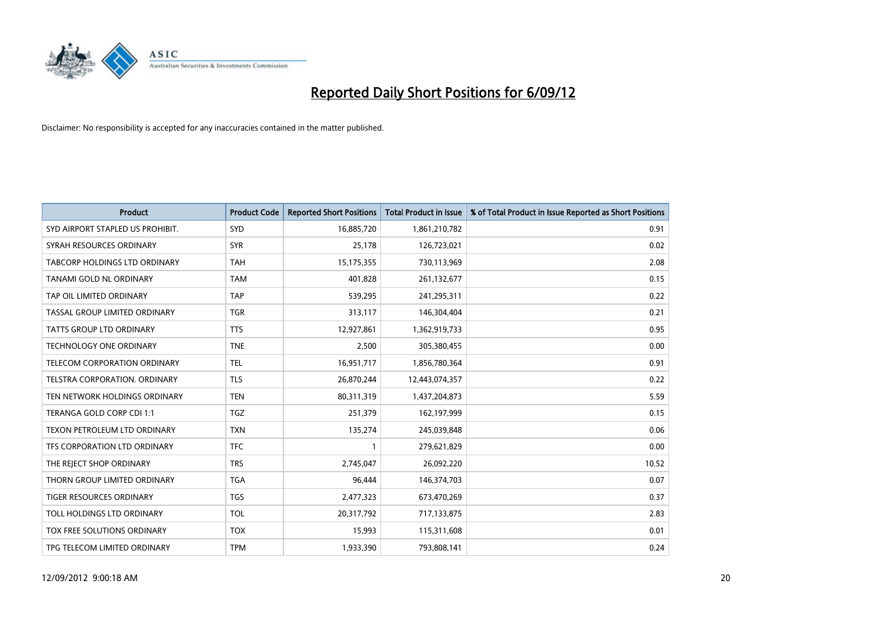# Reported Daily Short Positions for 6/09/12

Disclaimer: No responsibility is accepted for any inaccuracies contained in the matter published.

| Product | Product Code | Reported Short Positions | Total Product in Issue | % of Total Product in Issue Reported as Short Positions |
|---|---|---|---|---|
| SYD AIRPORT STAPLED US PROHIBIT. | SYD | 16,885,720 | 1,861,210,782 | 0.91 |
| SYRAH RESOURCES ORDINARY | SYR | 25,178 | 126,723,021 | 0.02 |
| TABCORP HOLDINGS LTD ORDINARY | TAH | 15,175,355 | 730,113,969 | 2.08 |
| TANAMI GOLD NL ORDINARY | TAM | 401,828 | 261,132,677 | 0.15 |
| TAP OIL LIMITED ORDINARY | TAP | 539,295 | 241,295,311 | 0.22 |
| TASSAL GROUP LIMITED ORDINARY | TGR | 313,117 | 146,304,404 | 0.21 |
| TATTS GROUP LTD ORDINARY | TTS | 12,927,861 | 1,362,919,733 | 0.95 |
| TECHNOLOGY ONE ORDINARY | TNE | 2,500 | 305,380,455 | 0.00 |
| TELECOM CORPORATION ORDINARY | TEL | 16,951,717 | 1,856,780,364 | 0.91 |
| TELSTRA CORPORATION. ORDINARY | TLS | 26,870,244 | 12,443,074,357 | 0.22 |
| TEN NETWORK HOLDINGS ORDINARY | TEN | 80,311,319 | 1,437,204,873 | 5.59 |
| TERANGA GOLD CORP CDI 1:1 | TGZ | 251,379 | 162,197,999 | 0.15 |
| TEXON PETROLEUM LTD ORDINARY | TXN | 135,274 | 245,039,848 | 0.06 |
| TFS CORPORATION LTD ORDINARY | TFC | 1 | 279,621,829 | 0.00 |
| THE REJECT SHOP ORDINARY | TRS | 2,745,047 | 26,092,220 | 10.52 |
| THORN GROUP LIMITED ORDINARY | TGA | 96,444 | 146,374,703 | 0.07 |
| TIGER RESOURCES ORDINARY | TGS | 2,477,323 | 673,470,269 | 0.37 |
| TOLL HOLDINGS LTD ORDINARY | TOL | 20,317,792 | 717,133,875 | 2.83 |
| TOX FREE SOLUTIONS ORDINARY | TOX | 15,993 | 115,311,608 | 0.01 |
| TPG TELECOM LIMITED ORDINARY | TPM | 1,933,390 | 793,808,141 | 0.24 |

12/09/2012 9:00:18 AM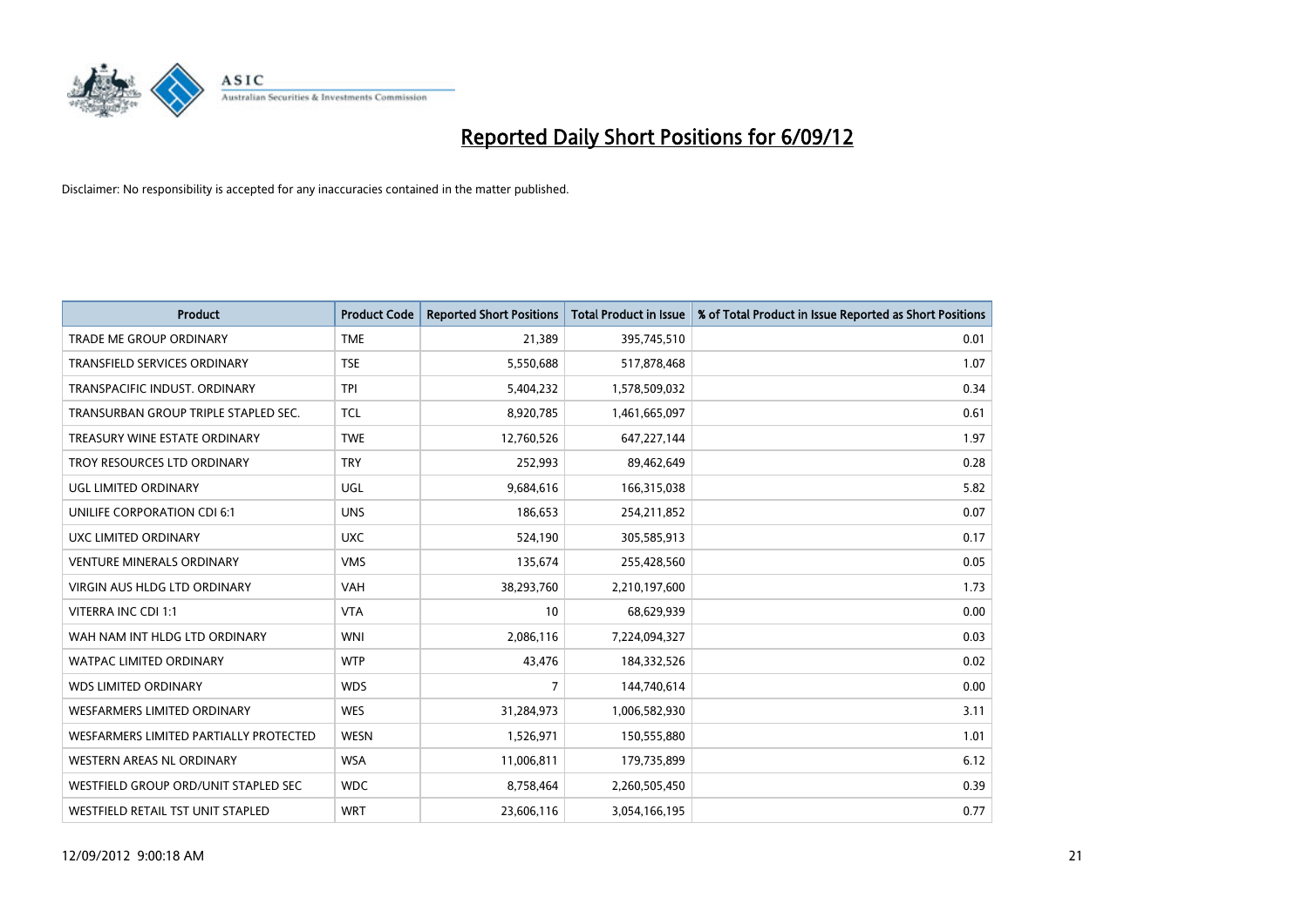# Reported Daily Short Positions for 6/09/12

Disclaimer: No responsibility is accepted for any inaccuracies contained in the matter published.

| Product | Product Code | Reported Short Positions | Total Product in Issue | % of Total Product in Issue Reported as Short Positions |
|---|---|---|---|---|
| TRADE ME GROUP ORDINARY | TME | 21,389 | 395,745,510 | 0.01 |
| TRANSFIELD SERVICES ORDINARY | TSE | 5,550,688 | 517,878,468 | 1.07 |
| TRANSPACIFIC INDUST. ORDINARY | TPI | 5,404,232 | 1,578,509,032 | 0.34 |
| TRANSURBAN GROUP TRIPLE STAPLED SEC. | TCL | 8,920,785 | 1,461,665,097 | 0.61 |
| TREASURY WINE ESTATE ORDINARY | TWE | 12,760,526 | 647,227,144 | 1.97 |
| TROY RESOURCES LTD ORDINARY | TRY | 252,993 | 89,462,649 | 0.28 |
| UGL LIMITED ORDINARY | UGL | 9,684,616 | 166,315,038 | 5.82 |
| UNILIFE CORPORATION CDI 6:1 | UNS | 186,653 | 254,211,852 | 0.07 |
| UXC LIMITED ORDINARY | UXC | 524,190 | 305,585,913 | 0.17 |
| VENTURE MINERALS ORDINARY | VMS | 135,674 | 255,428,560 | 0.05 |
| VIRGIN AUS HLDG LTD ORDINARY | VAH | 38,293,760 | 2,210,197,600 | 1.73 |
| VITERRA INC CDI 1:1 | VTA | 10 | 68,629,939 | 0.00 |
| WAH NAM INT HLDG LTD ORDINARY | WNI | 2,086,116 | 7,224,094,327 | 0.03 |
| WATPAC LIMITED ORDINARY | WTP | 43,476 | 184,332,526 | 0.02 |
| WDS LIMITED ORDINARY | WDS | 7 | 144,740,614 | 0.00 |
| WESFARMERS LIMITED ORDINARY | WES | 31,284,973 | 1,006,582,930 | 3.11 |
| WESFARMERS LIMITED PARTIALLY PROTECTED | WESN | 1,526,971 | 150,555,880 | 1.01 |
| WESTERN AREAS NL ORDINARY | WSA | 11,006,811 | 179,735,899 | 6.12 |
| WESTFIELD GROUP ORD/UNIT STAPLED SEC | WDC | 8,758,464 | 2,260,505,450 | 0.39 |
| WESTFIELD RETAIL TST UNIT STAPLED | WRT | 23,606,116 | 3,054,166,195 | 0.77 |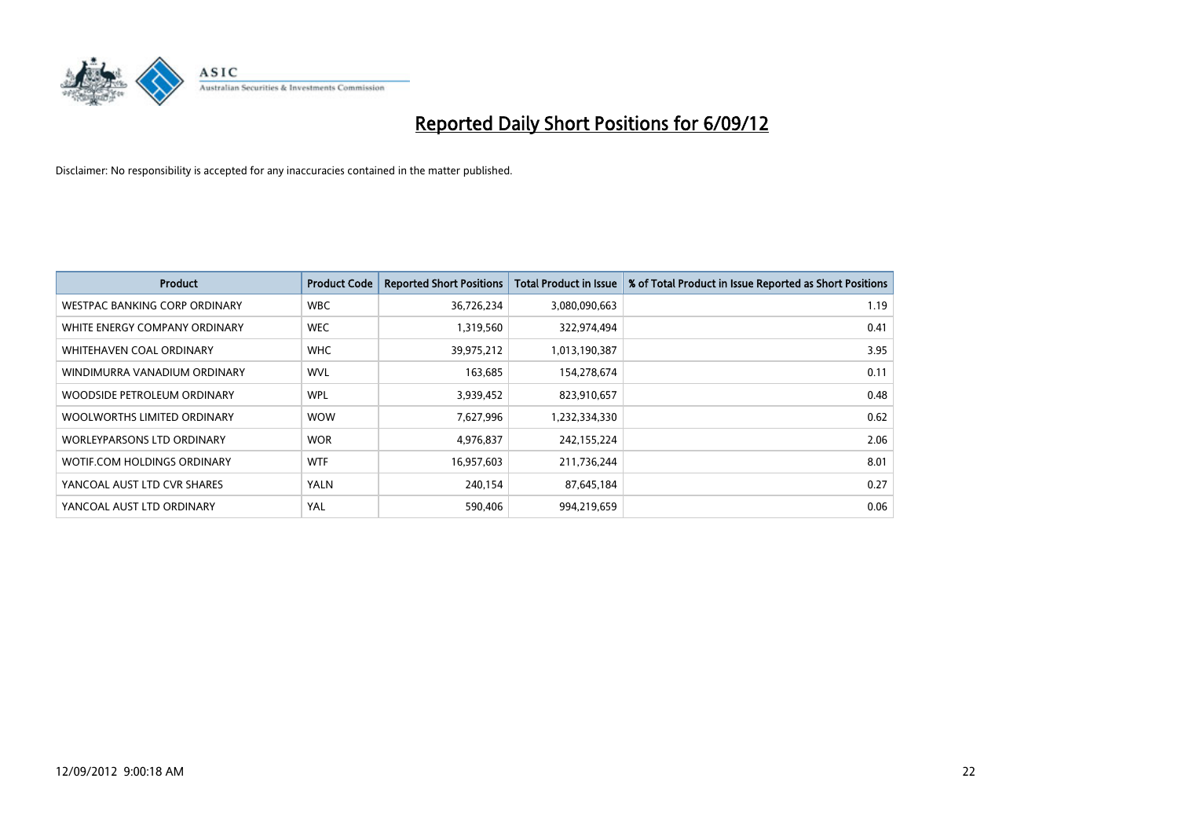# Reported Daily Short Positions for 6/09/12

Disclaimer: No responsibility is accepted for any inaccuracies contained in the matter published.

| Product | Product Code | Reported Short Positions | Total Product in Issue | % of Total Product in Issue Reported as Short Positions |
| --- | --- | --- | --- | --- |
| WESTPAC BANKING CORP ORDINARY | WBC | 36,726,234 | 3,080,090,663 | 1.19 |
| WHITE ENERGY COMPANY ORDINARY | WEC | 1,319,560 | 322,974,494 | 0.41 |
| WHITEHAVEN COAL ORDINARY | WHC | 39,975,212 | 1,013,190,387 | 3.95 |
| WINDIMURRA VANADIUM ORDINARY | WVL | 163,685 | 154,278,674 | 0.11 |
| WOODSIDE PETROLEUM ORDINARY | WPL | 3,939,452 | 823,910,657 | 0.48 |
| WOOLWORTHS LIMITED ORDINARY | WOW | 7,627,996 | 1,232,334,330 | 0.62 |
| WORLEYPARSONS LTD ORDINARY | WOR | 4,976,837 | 242,155,224 | 2.06 |
| WOTIF.COM HOLDINGS ORDINARY | WTF | 16,957,603 | 211,736,244 | 8.01 |
| YANCOAL AUST LTD CVR SHARES | YALN | 240,154 | 87,645,184 | 0.27 |
| YANCOAL AUST LTD ORDINARY | YAL | 590,406 | 994,219,659 | 0.06 |